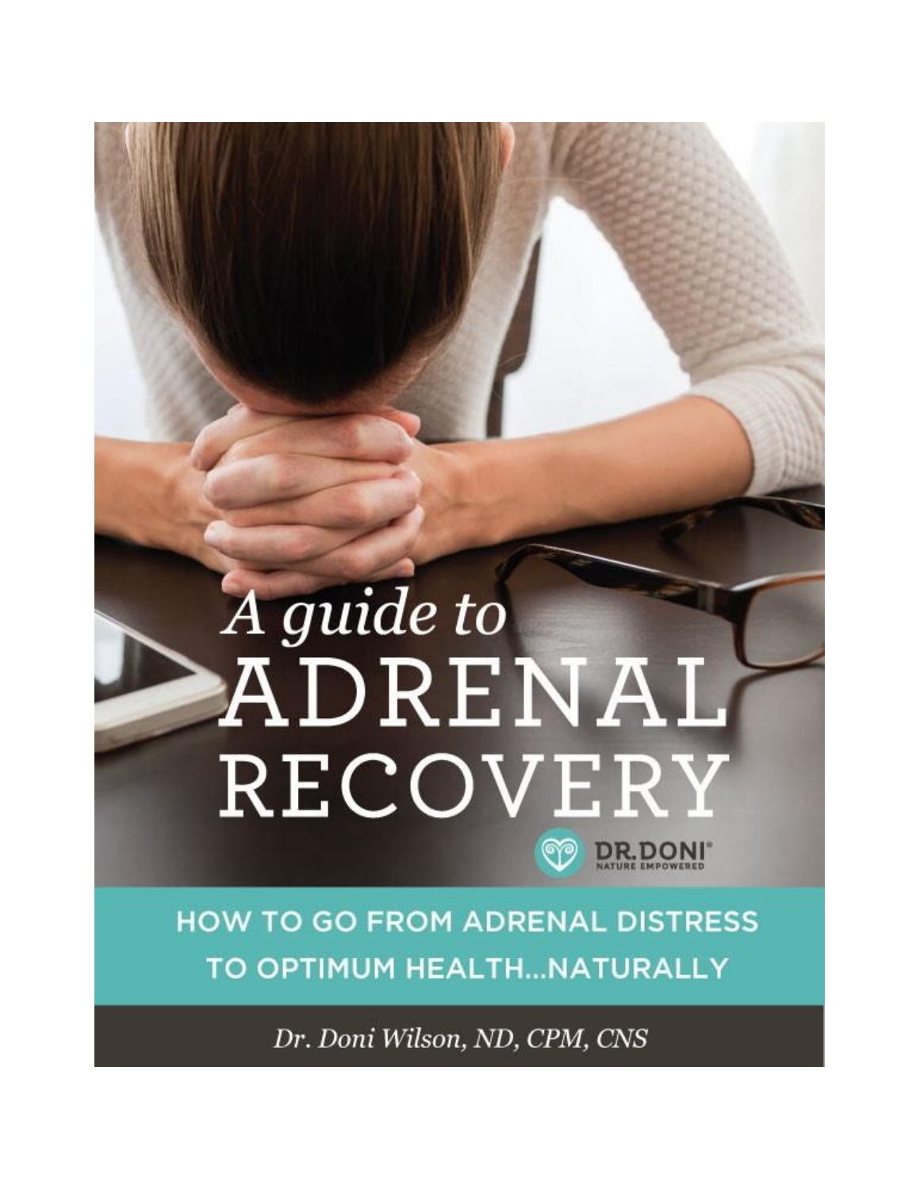# A guide to ADRENAL RECOVERY

DR. DONI®
NATURE EMPOWERED

## HOW TO GO FROM ADRENAL DISTRESS TO OPTIMUM HEALTH...NATURALLY

*Dr. Doni Wilson, ND, CPM, CNS*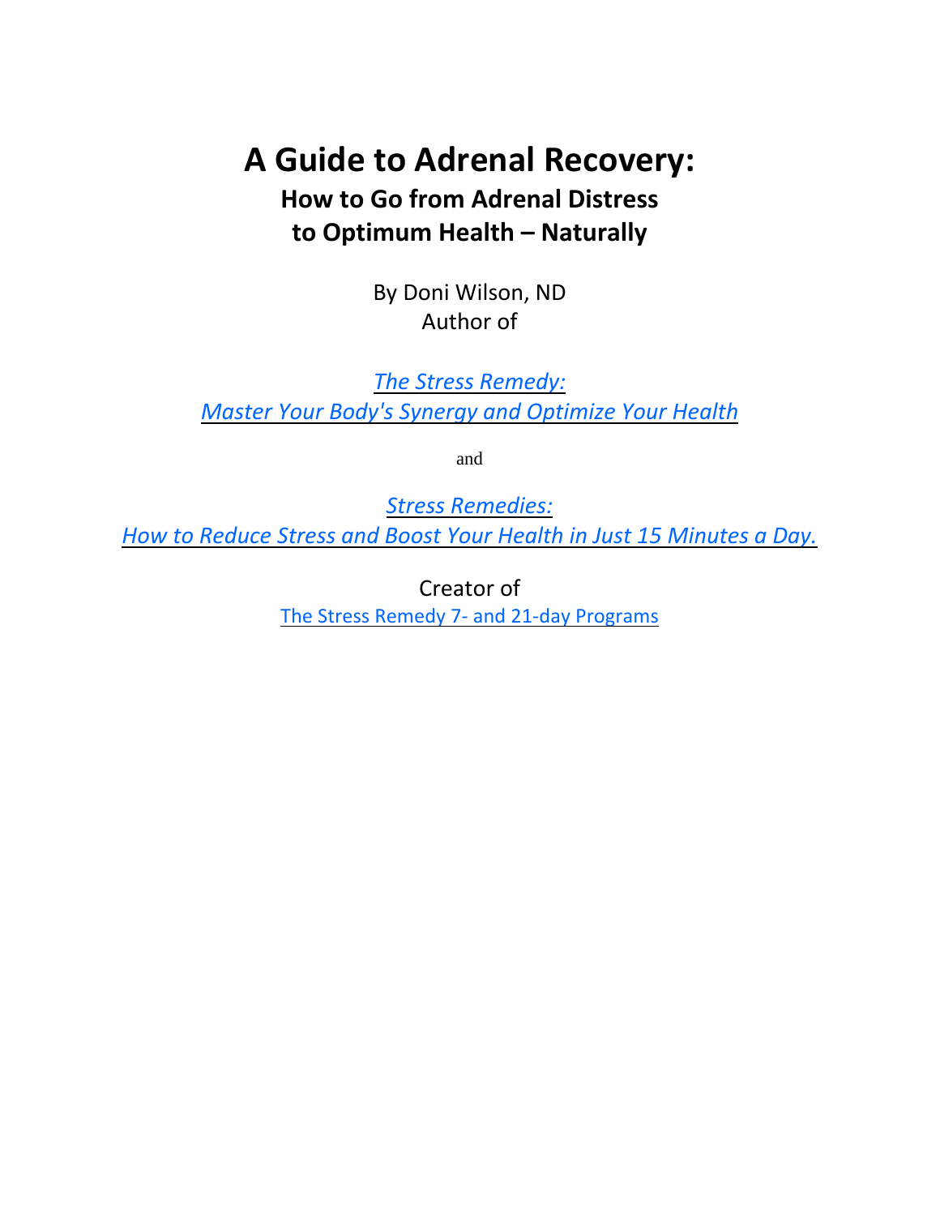# A Guide to Adrenal Recovery:

## How to Go from Adrenal Distress to Optimum Health – Naturally

By Doni Wilson, ND
Author of

*The Stress Remedy:*
*Master Your Body's Synergy and Optimize Your Health*

and

*Stress Remedies:*
*How to Reduce Stress and Boost Your Health in Just 15 Minutes a Day.*

Creator of
The Stress Remedy 7- and 21-day Programs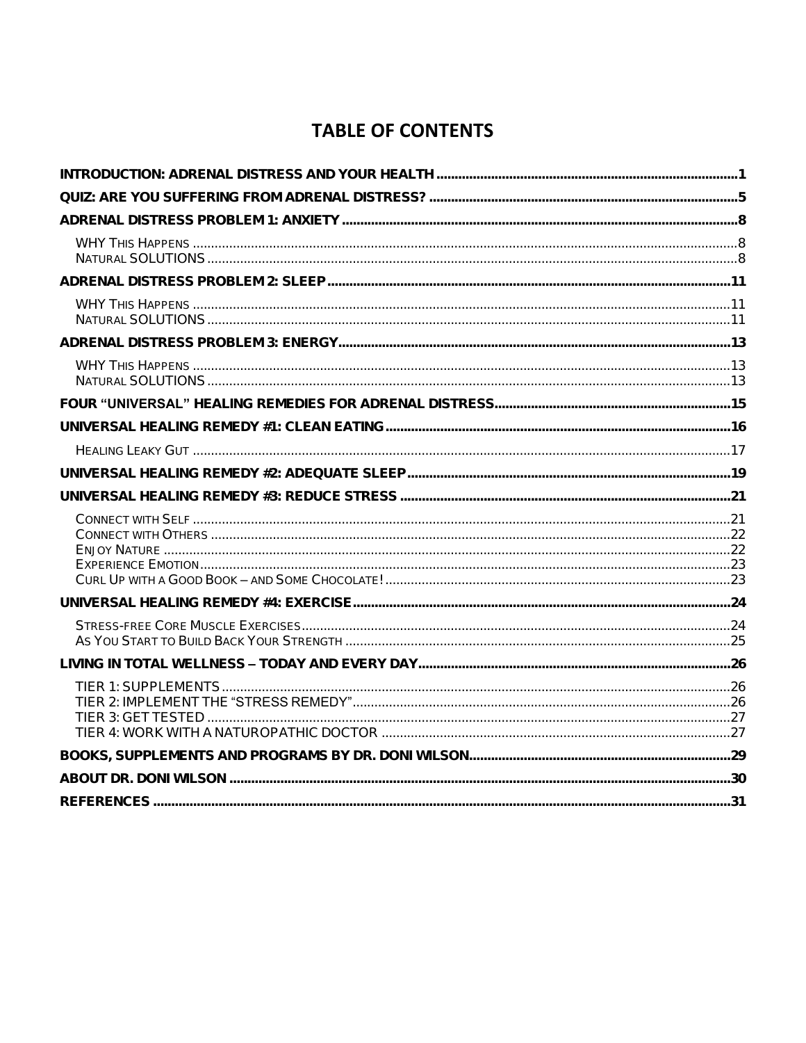# TABLE OF CONTENTS

INTRODUCTION: ADRENAL DISTRESS AND YOUR HEALTH ..... 1

QUIZ: ARE YOU SUFFERING FROM ADRENAL DISTRESS? ..... 5

ADRENAL DISTRESS PROBLEM 1: ANXIETY ..... 8

- WHY THIS HAPPENS ..... 8
- NATURAL SOLUTIONS ..... 8

ADRENAL DISTRESS PROBLEM 2: SLEEP ..... 11

- WHY THIS HAPPENS ..... 11
- NATURAL SOLUTIONS ..... 11

ADRENAL DISTRESS PROBLEM 3: ENERGY ..... 13

- WHY THIS HAPPENS ..... 13
- NATURAL SOLUTIONS ..... 13

FOUR "UNIVERSAL" HEALING REMEDIES FOR ADRENAL DISTRESS ..... 15

UNIVERSAL HEALING REMEDY #1: CLEAN EATING ..... 16

- HEALING LEAKY GUT ..... 17

UNIVERSAL HEALING REMEDY #2: ADEQUATE SLEEP ..... 19

UNIVERSAL HEALING REMEDY #3: REDUCE STRESS ..... 21

- CONNECT WITH SELF ..... 21
- CONNECT WITH OTHERS ..... 22
- ENJOY NATURE ..... 22
- EXPERIENCE EMOTION ..... 23
- CURL UP WITH A GOOD BOOK – AND SOME CHOCOLATE! ..... 23

UNIVERSAL HEALING REMEDY #4: EXERCISE ..... 24

- STRESS-FREE CORE MUSCLE EXERCISES ..... 24
- AS YOU START TO BUILD BACK YOUR STRENGTH ..... 25

LIVING IN TOTAL WELLNESS – TODAY AND EVERY DAY ..... 26

- TIER 1: SUPPLEMENTS ..... 26
- TIER 2: IMPLEMENT THE "STRESS REMEDY" ..... 26
- TIER 3: GET TESTED ..... 27
- TIER 4: WORK WITH A NATUROPATHIC DOCTOR ..... 27

BOOKS, SUPPLEMENTS AND PROGRAMS BY DR. DONI WILSON ..... 29

ABOUT DR. DONI WILSON ..... 30

REFERENCES ..... 31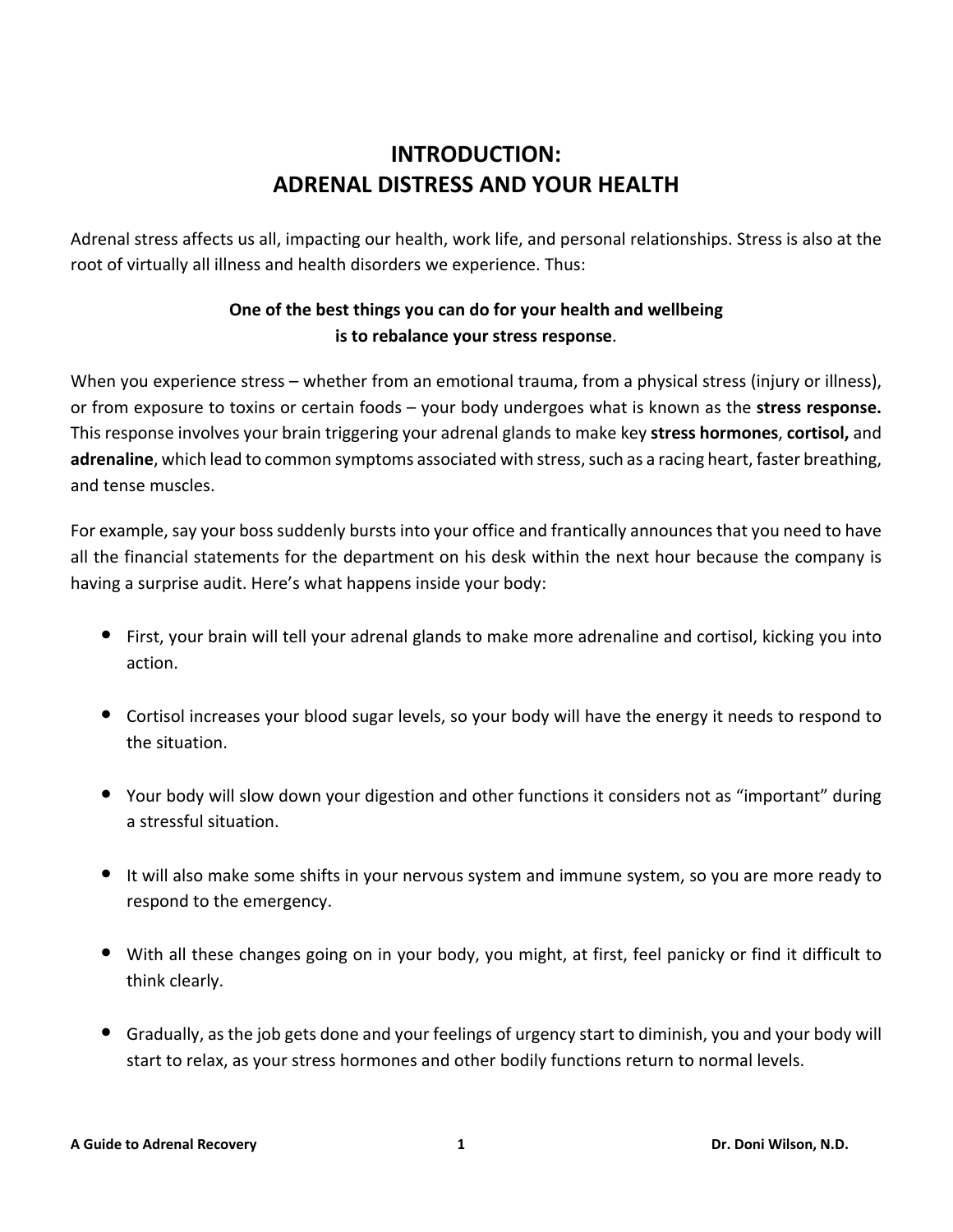# INTRODUCTION:
# ADRENAL DISTRESS AND YOUR HEALTH

Adrenal stress affects us all, impacting our health, work life, and personal relationships. Stress is also at the root of virtually all illness and health disorders we experience. Thus:

**One of the best things you can do for your health and wellbeing is to rebalance your stress response**.

When you experience stress – whether from an emotional trauma, from a physical stress (injury or illness), or from exposure to toxins or certain foods – your body undergoes what is known as the **stress response.** This response involves your brain triggering your adrenal glands to make key **stress hormones**, **cortisol,** and **adrenaline**, which lead to common symptoms associated with stress, such as a racing heart, faster breathing, and tense muscles.

For example, say your boss suddenly bursts into your office and frantically announces that you need to have all the financial statements for the department on his desk within the next hour because the company is having a surprise audit. Here's what happens inside your body:

- First, your brain will tell your adrenal glands to make more adrenaline and cortisol, kicking you into action.
- Cortisol increases your blood sugar levels, so your body will have the energy it needs to respond to the situation.
- Your body will slow down your digestion and other functions it considers not as "important" during a stressful situation.
- It will also make some shifts in your nervous system and immune system, so you are more ready to respond to the emergency.
- With all these changes going on in your body, you might, at first, feel panicky or find it difficult to think clearly.
- Gradually, as the job gets done and your feelings of urgency start to diminish, you and your body will start to relax, as your stress hormones and other bodily functions return to normal levels.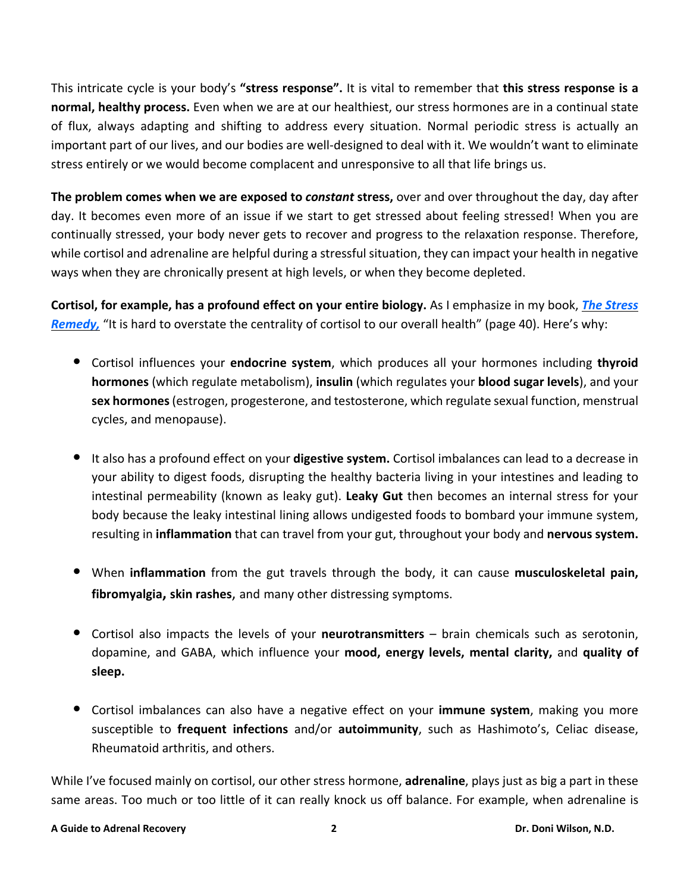This intricate cycle is your body's **"stress response".** It is vital to remember that **this stress response is a normal, healthy process.** Even when we are at our healthiest, our stress hormones are in a continual state of flux, always adapting and shifting to address every situation. Normal periodic stress is actually an important part of our lives, and our bodies are well-designed to deal with it. We wouldn't want to eliminate stress entirely or we would become complacent and unresponsive to all that life brings us.

**The problem comes when we are exposed to *constant* stress,** over and over throughout the day, day after day. It becomes even more of an issue if we start to get stressed about feeling stressed! When you are continually stressed, your body never gets to recover and progress to the relaxation response. Therefore, while cortisol and adrenaline are helpful during a stressful situation, they can impact your health in negative ways when they are chronically present at high levels, or when they become depleted.

**Cortisol, for example, has a profound effect on your entire biology.** As I emphasize in my book, ***The Stress Remedy,*** "It is hard to overstate the centrality of cortisol to our overall health" (page 40). Here's why:

- Cortisol influences your **endocrine system**, which produces all your hormones including **thyroid hormones** (which regulate metabolism), **insulin** (which regulates your **blood sugar levels**), and your **sex hormones** (estrogen, progesterone, and testosterone, which regulate sexual function, menstrual cycles, and menopause).

- It also has a profound effect on your **digestive system.** Cortisol imbalances can lead to a decrease in your ability to digest foods, disrupting the healthy bacteria living in your intestines and leading to intestinal permeability (known as leaky gut). **Leaky Gut** then becomes an internal stress for your body because the leaky intestinal lining allows undigested foods to bombard your immune system, resulting in **inflammation** that can travel from your gut, throughout your body and **nervous system.**

- When **inflammation** from the gut travels through the body, it can cause **musculoskeletal pain, fibromyalgia, skin rashes,** and many other distressing symptoms.

- Cortisol also impacts the levels of your **neurotransmitters** – brain chemicals such as serotonin, dopamine, and GABA, which influence your **mood, energy levels, mental clarity,** and **quality of sleep.**

- Cortisol imbalances can also have a negative effect on your **immune system**, making you more susceptible to **frequent infections** and/or **autoimmunity**, such as Hashimoto's, Celiac disease, Rheumatoid arthritis, and others.

While I've focused mainly on cortisol, our other stress hormone, **adrenaline**, plays just as big a part in these same areas. Too much or too little of it can really knock us off balance. For example, when adrenaline is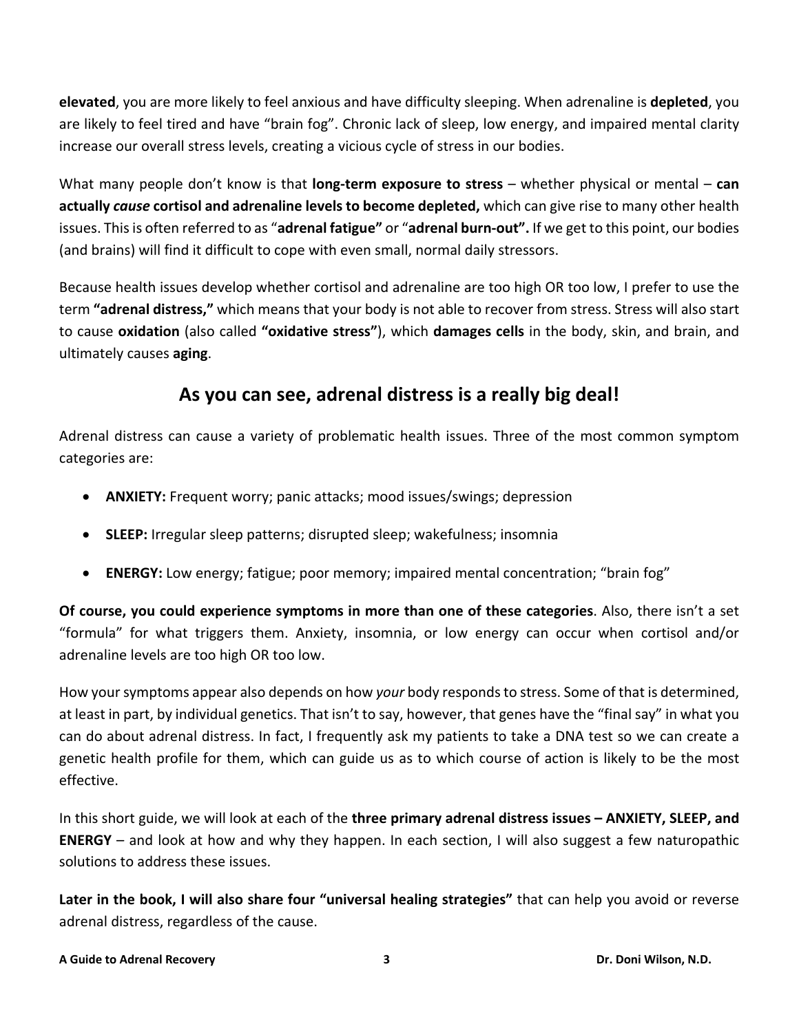**elevated**, you are more likely to feel anxious and have difficulty sleeping. When adrenaline is **depleted**, you are likely to feel tired and have "brain fog". Chronic lack of sleep, low energy, and impaired mental clarity increase our overall stress levels, creating a vicious cycle of stress in our bodies.

What many people don't know is that **long-term exposure to stress** – whether physical or mental – **can actually *cause* cortisol and adrenaline levels to become depleted,** which can give rise to many other health issues. This is often referred to as "**adrenal fatigue"** or "**adrenal burn-out".** If we get to this point, our bodies (and brains) will find it difficult to cope with even small, normal daily stressors.

Because health issues develop whether cortisol and adrenaline are too high OR too low, I prefer to use the term **"adrenal distress,"** which means that your body is not able to recover from stress. Stress will also start to cause **oxidation** (also called **"oxidative stress"**), which **damages cells** in the body, skin, and brain, and ultimately causes **aging**.

## As you can see, adrenal distress is a really big deal!

Adrenal distress can cause a variety of problematic health issues. Three of the most common symptom categories are:

- **ANXIETY:** Frequent worry; panic attacks; mood issues/swings; depression
- **SLEEP:** Irregular sleep patterns; disrupted sleep; wakefulness; insomnia
- **ENERGY:** Low energy; fatigue; poor memory; impaired mental concentration; "brain fog"

**Of course, you could experience symptoms in more than one of these categories**. Also, there isn't a set "formula" for what triggers them. Anxiety, insomnia, or low energy can occur when cortisol and/or adrenaline levels are too high OR too low.

How your symptoms appear also depends on how *your* body responds to stress. Some of that is determined, at least in part, by individual genetics. That isn't to say, however, that genes have the "final say" in what you can do about adrenal distress. In fact, I frequently ask my patients to take a DNA test so we can create a genetic health profile for them, which can guide us as to which course of action is likely to be the most effective.

In this short guide, we will look at each of the **three primary adrenal distress issues – ANXIETY, SLEEP, and ENERGY** – and look at how and why they happen. In each section, I will also suggest a few naturopathic solutions to address these issues.

**Later in the book, I will also share four "universal healing strategies"** that can help you avoid or reverse adrenal distress, regardless of the cause.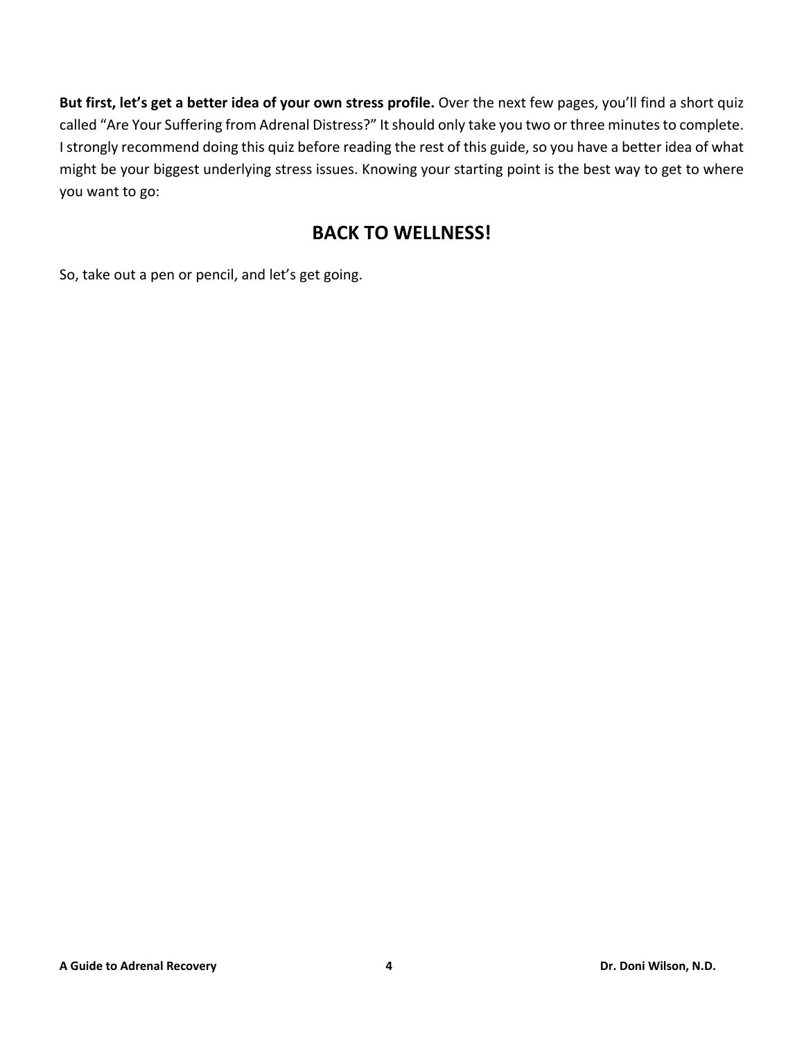**But first, let's get a better idea of your own stress profile.** Over the next few pages, you'll find a short quiz called "Are Your Suffering from Adrenal Distress?" It should only take you two or three minutes to complete. I strongly recommend doing this quiz before reading the rest of this guide, so you have a better idea of what might be your biggest underlying stress issues. Knowing your starting point is the best way to get to where you want to go:

## BACK TO WELLNESS!

So, take out a pen or pencil, and let's get going.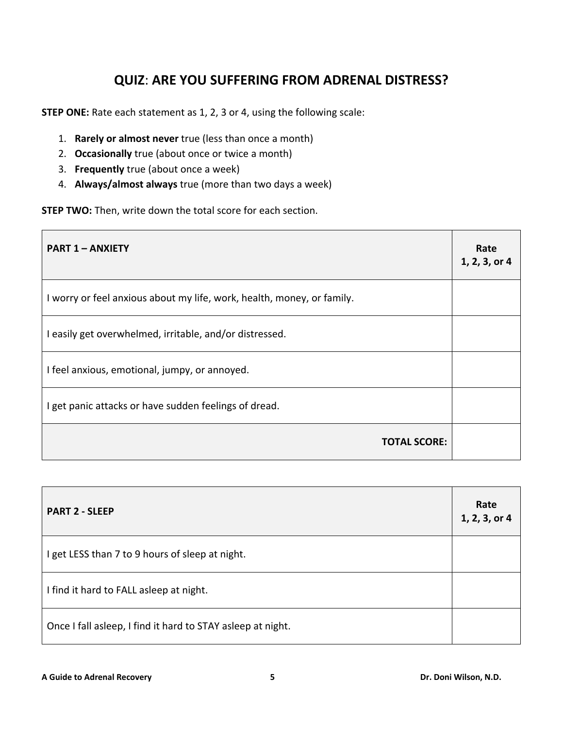## QUIZ: ARE YOU SUFFERING FROM ADRENAL DISTRESS?

**STEP ONE:** Rate each statement as 1, 2, 3 or 4, using the following scale:

1. **Rarely or almost never** true (less than once a month)
2. **Occasionally** true (about once or twice a month)
3. **Frequently** true (about once a week)
4. **Always/almost always** true (more than two days a week)

**STEP TWO:** Then, write down the total score for each section.

| **PART 1 – ANXIETY** | **Rate 1, 2, 3, or 4** |
|---|---|
| I worry or feel anxious about my life, work, health, money, or family. | |
| I easily get overwhelmed, irritable, and/or distressed. | |
| I feel anxious, emotional, jumpy, or annoyed. | |
| I get panic attacks or have sudden feelings of dread. | |
| **TOTAL SCORE:** | |

| **PART 2 - SLEEP** | **Rate 1, 2, 3, or 4** |
|---|---|
| I get LESS than 7 to 9 hours of sleep at night. | |
| I find it hard to FALL asleep at night. | |
| Once I fall asleep, I find it hard to STAY asleep at night. | |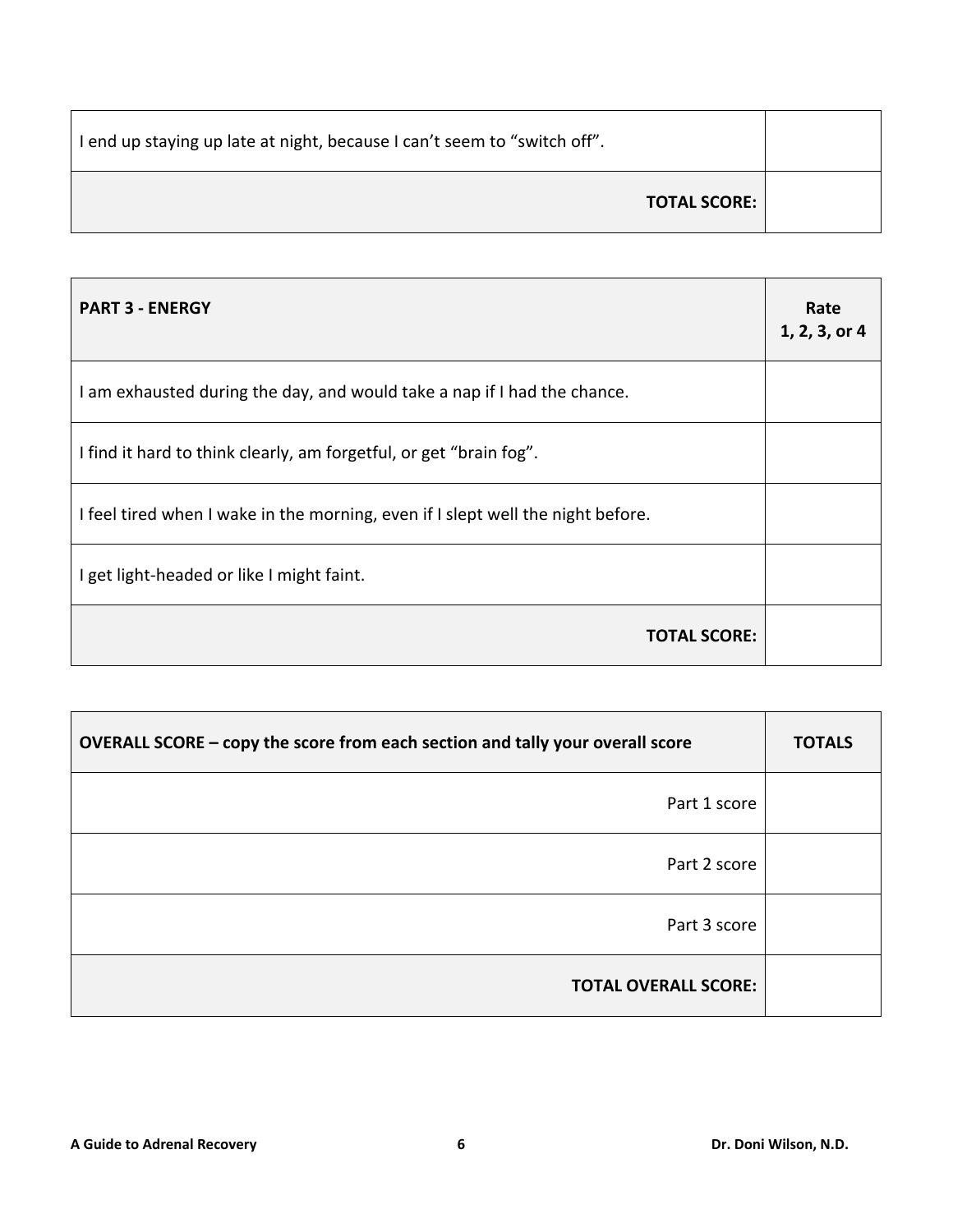| | |
|---|---|
| I end up staying up late at night, because I can’t seem to “switch off”. | |
| **TOTAL SCORE:** | |

| **PART 3 - ENERGY** | **Rate 1, 2, 3, or 4** |
|---|---|
| I am exhausted during the day, and would take a nap if I had the chance. | |
| I find it hard to think clearly, am forgetful, or get “brain fog”. | |
| I feel tired when I wake in the morning, even if I slept well the night before. | |
| I get light-headed or like I might faint. | |
| **TOTAL SCORE:** | |

| **OVERALL SCORE – copy the score from each section and tally your overall score** | **TOTALS** |
|---|---|
| Part 1 score | |
| Part 2 score | |
| Part 3 score | |
| **TOTAL OVERALL SCORE:** | |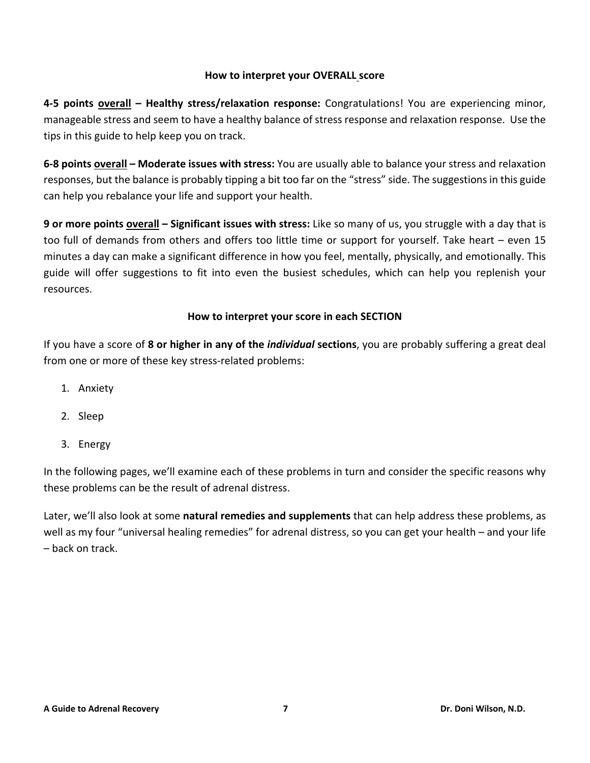### How to interpret your OVERALL score

**4-5 points <u>overall</u> – Healthy stress/relaxation response:** Congratulations! You are experiencing minor, manageable stress and seem to have a healthy balance of stress response and relaxation response. Use the tips in this guide to help keep you on track.

**6-8 points <u>overall</u> – Moderate issues with stress:** You are usually able to balance your stress and relaxation responses, but the balance is probably tipping a bit too far on the "stress" side. The suggestions in this guide can help you rebalance your life and support your health.

**9 or more points <u>overall</u> – Significant issues with stress:** Like so many of us, you struggle with a day that is too full of demands from others and offers too little time or support for yourself. Take heart – even 15 minutes a day can make a significant difference in how you feel, mentally, physically, and emotionally. This guide will offer suggestions to fit into even the busiest schedules, which can help you replenish your resources.

### How to interpret your score in each SECTION

If you have a score of **8 or higher in any of the *individual* sections**, you are probably suffering a great deal from one or more of these key stress-related problems:

1. Anxiety
2. Sleep
3. Energy

In the following pages, we'll examine each of these problems in turn and consider the specific reasons why these problems can be the result of adrenal distress.

Later, we'll also look at some **natural remedies and supplements** that can help address these problems, as well as my four "universal healing remedies" for adrenal distress, so you can get your health – and your life – back on track.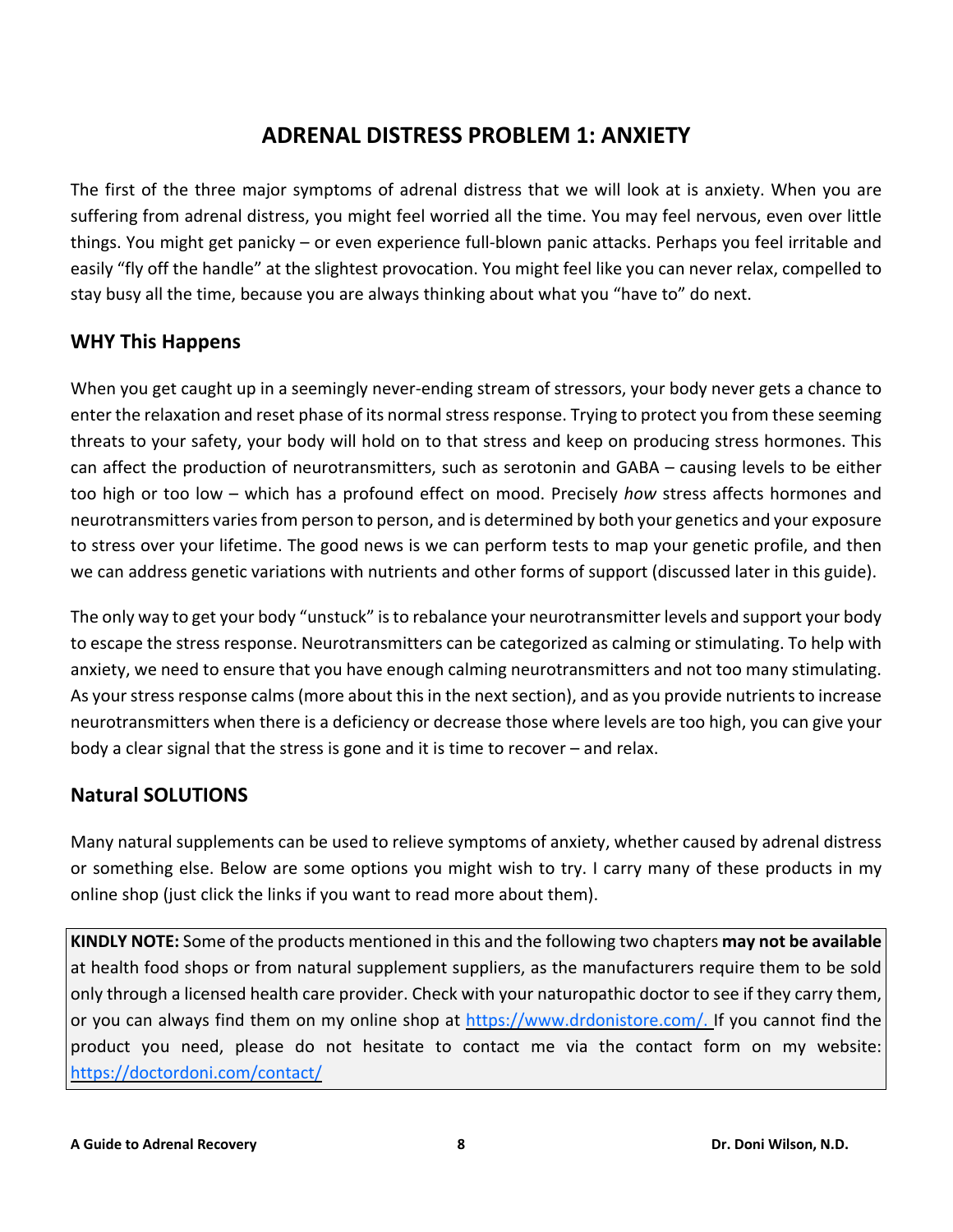# ADRENAL DISTRESS PROBLEM 1: ANXIETY

The first of the three major symptoms of adrenal distress that we will look at is anxiety. When you are suffering from adrenal distress, you might feel worried all the time. You may feel nervous, even over little things. You might get panicky – or even experience full-blown panic attacks. Perhaps you feel irritable and easily "fly off the handle" at the slightest provocation. You might feel like you can never relax, compelled to stay busy all the time, because you are always thinking about what you "have to" do next.

## WHY This Happens

When you get caught up in a seemingly never-ending stream of stressors, your body never gets a chance to enter the relaxation and reset phase of its normal stress response. Trying to protect you from these seeming threats to your safety, your body will hold on to that stress and keep on producing stress hormones. This can affect the production of neurotransmitters, such as serotonin and GABA – causing levels to be either too high or too low – which has a profound effect on mood. Precisely *how* stress affects hormones and neurotransmitters varies from person to person, and is determined by both your genetics and your exposure to stress over your lifetime. The good news is we can perform tests to map your genetic profile, and then we can address genetic variations with nutrients and other forms of support (discussed later in this guide).

The only way to get your body "unstuck" is to rebalance your neurotransmitter levels and support your body to escape the stress response. Neurotransmitters can be categorized as calming or stimulating. To help with anxiety, we need to ensure that you have enough calming neurotransmitters and not too many stimulating. As your stress response calms (more about this in the next section), and as you provide nutrients to increase neurotransmitters when there is a deficiency or decrease those where levels are too high, you can give your body a clear signal that the stress is gone and it is time to recover – and relax.

## Natural SOLUTIONS

Many natural supplements can be used to relieve symptoms of anxiety, whether caused by adrenal distress or something else. Below are some options you might wish to try. I carry many of these products in my online shop (just click the links if you want to read more about them).

**KINDLY NOTE:** Some of the products mentioned in this and the following two chapters **may not be available** at health food shops or from natural supplement suppliers, as the manufacturers require them to be sold only through a licensed health care provider. Check with your naturopathic doctor to see if they carry them, or you can always find them on my online shop at https://www.drdonistore.com/. If you cannot find the product you need, please do not hesitate to contact me via the contact form on my website: https://doctordoni.com/contact/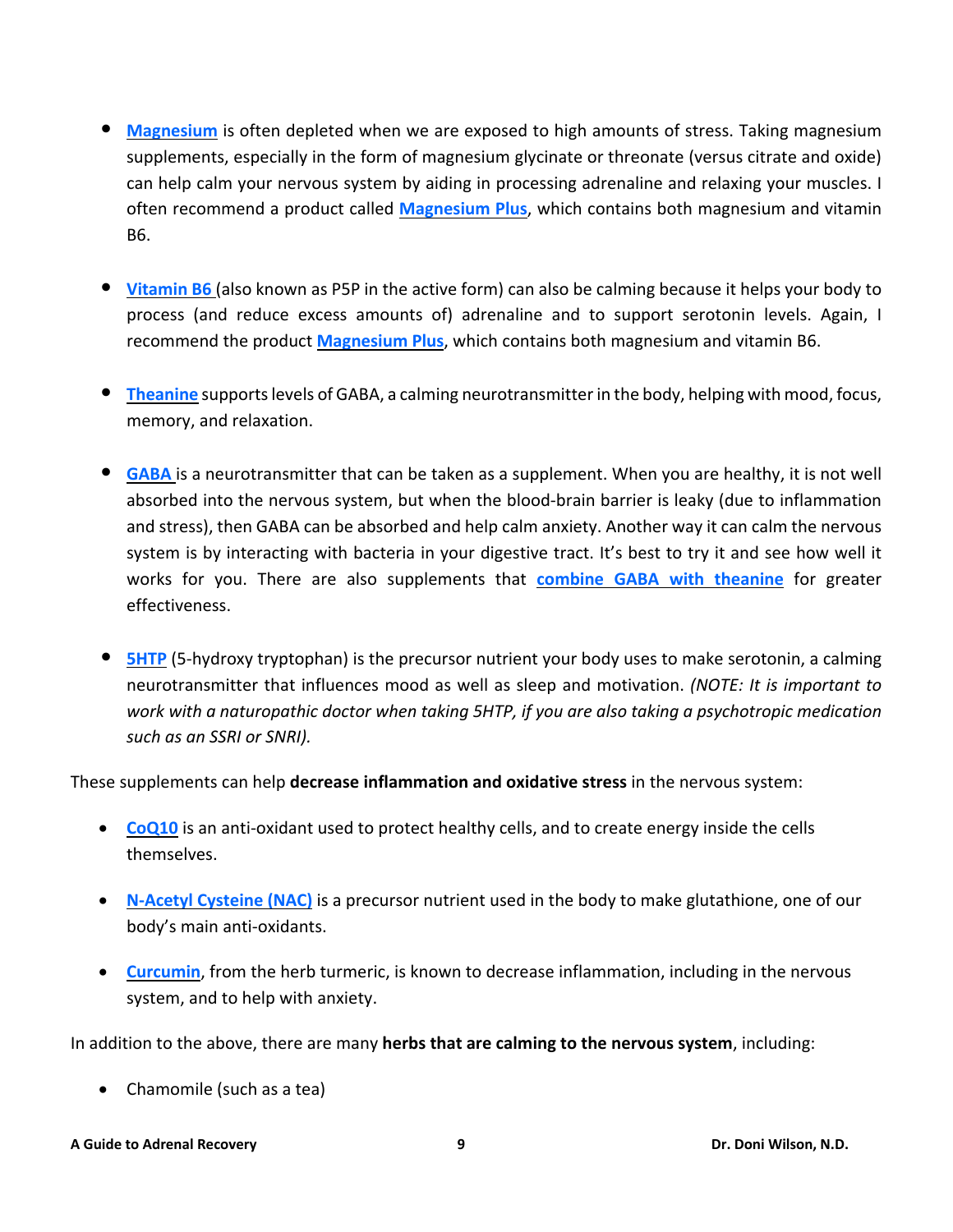- **Magnesium** is often depleted when we are exposed to high amounts of stress. Taking magnesium supplements, especially in the form of magnesium glycinate or threonate (versus citrate and oxide) can help calm your nervous system by aiding in processing adrenaline and relaxing your muscles. I often recommend a product called **Magnesium Plus**, which contains both magnesium and vitamin B6.

- **Vitamin B6** (also known as P5P in the active form) can also be calming because it helps your body to process (and reduce excess amounts of) adrenaline and to support serotonin levels. Again, I recommend the product **Magnesium Plus**, which contains both magnesium and vitamin B6.

- **Theanine** supports levels of GABA, a calming neurotransmitter in the body, helping with mood, focus, memory, and relaxation.

- **GABA** is a neurotransmitter that can be taken as a supplement. When you are healthy, it is not well absorbed into the nervous system, but when the blood-brain barrier is leaky (due to inflammation and stress), then GABA can be absorbed and help calm anxiety. Another way it can calm the nervous system is by interacting with bacteria in your digestive tract. It's best to try it and see how well it works for you. There are also supplements that **combine GABA with theanine** for greater effectiveness.

- **5HTP** (5-hydroxy tryptophan) is the precursor nutrient your body uses to make serotonin, a calming neurotransmitter that influences mood as well as sleep and motivation. *(NOTE: It is important to work with a naturopathic doctor when taking 5HTP, if you are also taking a psychotropic medication such as an SSRI or SNRI).*

These supplements can help **decrease inflammation and oxidative stress** in the nervous system:

- **CoQ10** is an anti-oxidant used to protect healthy cells, and to create energy inside the cells themselves.

- **N-Acetyl Cysteine (NAC)** is a precursor nutrient used in the body to make glutathione, one of our body's main anti-oxidants.

- **Curcumin**, from the herb turmeric, is known to decrease inflammation, including in the nervous system, and to help with anxiety.

In addition to the above, there are many **herbs that are calming to the nervous system**, including:

- Chamomile (such as a tea)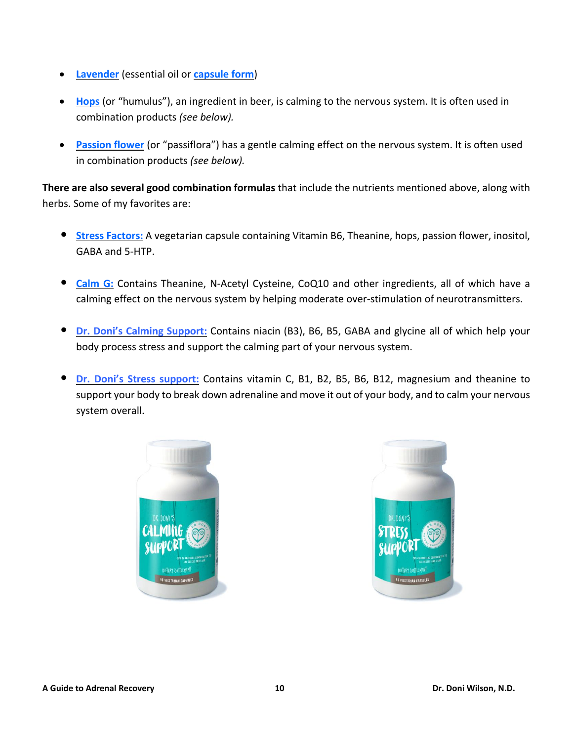- **Lavender** (essential oil or **capsule form**)
- **Hops** (or "humulus"), an ingredient in beer, is calming to the nervous system. It is often used in combination products *(see below).*
- **Passion flower** (or "passiflora") has a gentle calming effect on the nervous system. It is often used in combination products *(see below).*

**There are also several good combination formulas** that include the nutrients mentioned above, along with herbs. Some of my favorites are:

- **Stress Factors:** A vegetarian capsule containing Vitamin B6, Theanine, hops, passion flower, inositol, GABA and 5-HTP.
- **Calm G:** Contains Theanine, N-Acetyl Cysteine, CoQ10 and other ingredients, all of which have a calming effect on the nervous system by helping moderate over-stimulation of neurotransmitters.
- **Dr. Doni's Calming Support:** Contains niacin (B3), B6, B5, GABA and glycine all of which help your body process stress and support the calming part of your nervous system.
- **Dr. Doni's Stress support:** Contains vitamin C, B1, B2, B5, B6, B12, magnesium and theanine to support your body to break down adrenaline and move it out of your body, and to calm your nervous system overall.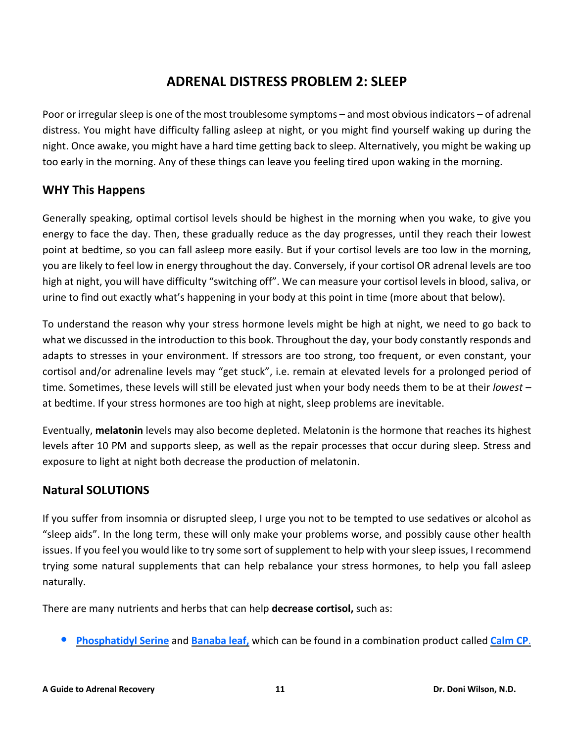## ADRENAL DISTRESS PROBLEM 2: SLEEP

Poor or irregular sleep is one of the most troublesome symptoms – and most obvious indicators – of adrenal distress. You might have difficulty falling asleep at night, or you might find yourself waking up during the night. Once awake, you might have a hard time getting back to sleep. Alternatively, you might be waking up too early in the morning. Any of these things can leave you feeling tired upon waking in the morning.

### WHY This Happens

Generally speaking, optimal cortisol levels should be highest in the morning when you wake, to give you energy to face the day. Then, these gradually reduce as the day progresses, until they reach their lowest point at bedtime, so you can fall asleep more easily. But if your cortisol levels are too low in the morning, you are likely to feel low in energy throughout the day. Conversely, if your cortisol OR adrenal levels are too high at night, you will have difficulty "switching off". We can measure your cortisol levels in blood, saliva, or urine to find out exactly what's happening in your body at this point in time (more about that below).

To understand the reason why your stress hormone levels might be high at night, we need to go back to what we discussed in the introduction to this book. Throughout the day, your body constantly responds and adapts to stresses in your environment. If stressors are too strong, too frequent, or even constant, your cortisol and/or adrenaline levels may "get stuck", i.e. remain at elevated levels for a prolonged period of time. Sometimes, these levels will still be elevated just when your body needs them to be at their *lowest* – at bedtime. If your stress hormones are too high at night, sleep problems are inevitable.

Eventually, **melatonin** levels may also become depleted. Melatonin is the hormone that reaches its highest levels after 10 PM and supports sleep, as well as the repair processes that occur during sleep. Stress and exposure to light at night both decrease the production of melatonin.

### Natural SOLUTIONS

If you suffer from insomnia or disrupted sleep, I urge you not to be tempted to use sedatives or alcohol as "sleep aids". In the long term, these will only make your problems worse, and possibly cause other health issues. If you feel you would like to try some sort of supplement to help with your sleep issues, I recommend trying some natural supplements that can help rebalance your stress hormones, to help you fall asleep naturally.

There are many nutrients and herbs that can help **decrease cortisol,** such as:

- **Phosphatidyl Serine** and **Banaba leaf,** which can be found in a combination product called **Calm CP**.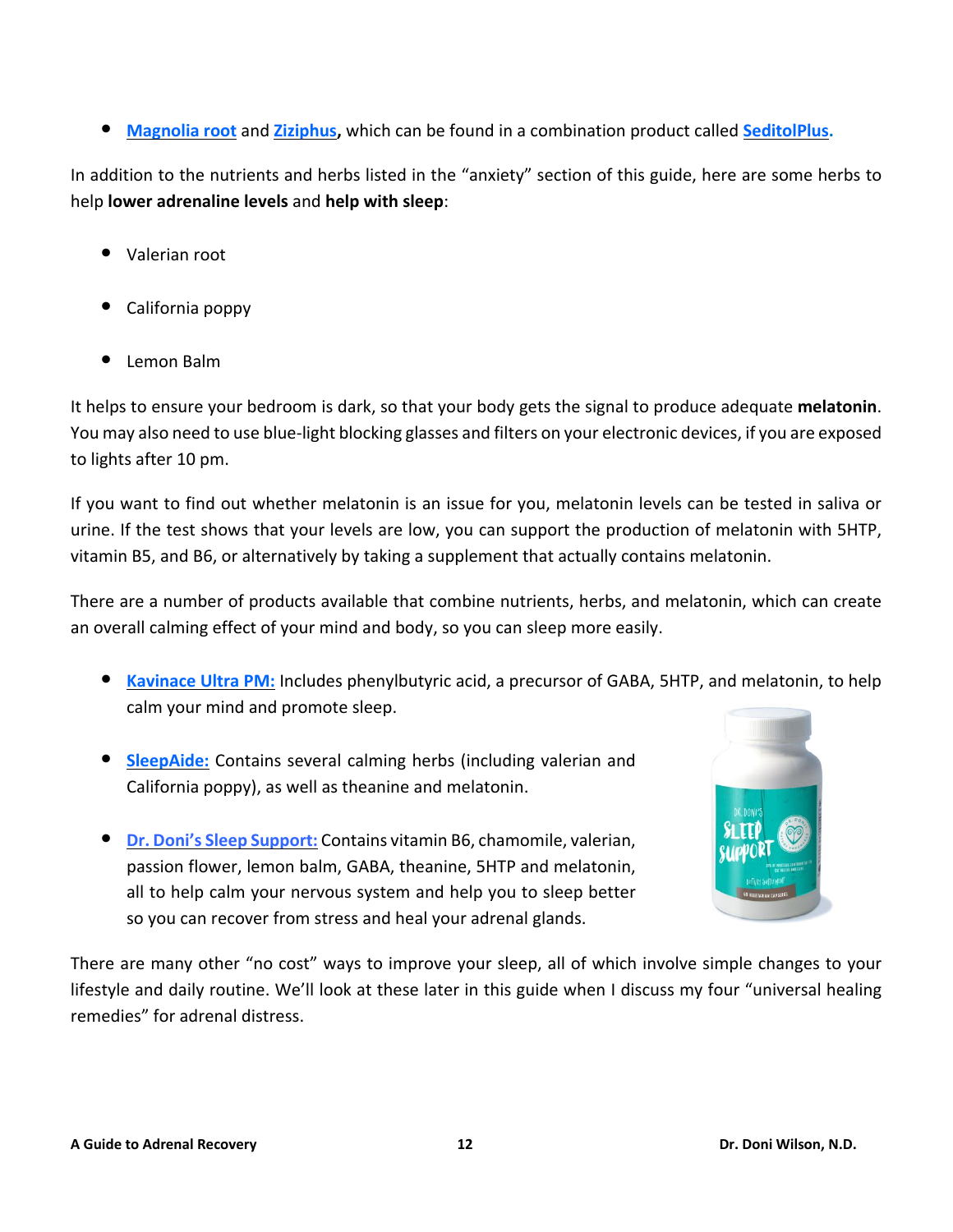- **Magnolia root** and **Ziziphus**, which can be found in a combination product called **SeditolPlus.**

In addition to the nutrients and herbs listed in the "anxiety" section of this guide, here are some herbs to help **lower adrenaline levels** and **help with sleep**:

- Valerian root
- California poppy
- Lemon Balm

It helps to ensure your bedroom is dark, so that your body gets the signal to produce adequate **melatonin**. You may also need to use blue-light blocking glasses and filters on your electronic devices, if you are exposed to lights after 10 pm.

If you want to find out whether melatonin is an issue for you, melatonin levels can be tested in saliva or urine. If the test shows that your levels are low, you can support the production of melatonin with 5HTP, vitamin B5, and B6, or alternatively by taking a supplement that actually contains melatonin.

There are a number of products available that combine nutrients, herbs, and melatonin, which can create an overall calming effect of your mind and body, so you can sleep more easily.

- **Kavinace Ultra PM:** Includes phenylbutyric acid, a precursor of GABA, 5HTP, and melatonin, to help calm your mind and promote sleep.
- **SleepAide:** Contains several calming herbs (including valerian and California poppy), as well as theanine and melatonin.
- **Dr. Doni's Sleep Support:** Contains vitamin B6, chamomile, valerian, passion flower, lemon balm, GABA, theanine, 5HTP and melatonin, all to help calm your nervous system and help you to sleep better so you can recover from stress and heal your adrenal glands.

There are many other "no cost" ways to improve your sleep, all of which involve simple changes to your lifestyle and daily routine. We'll look at these later in this guide when I discuss my four "universal healing remedies" for adrenal distress.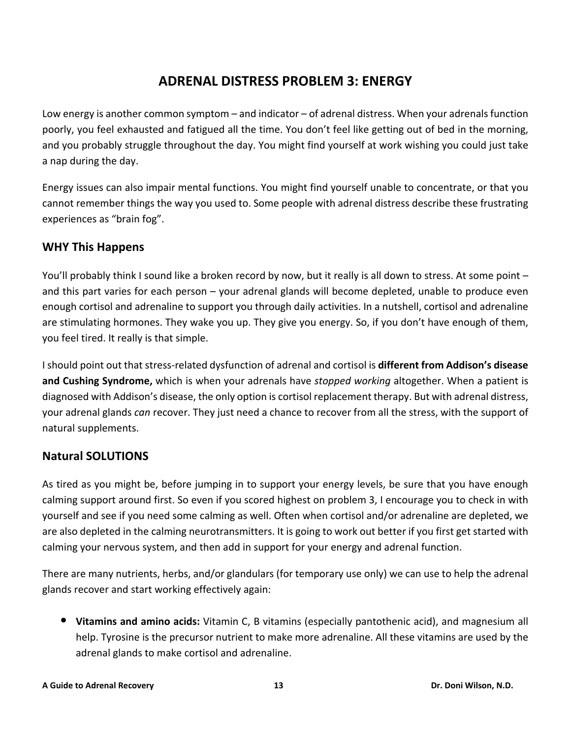# ADRENAL DISTRESS PROBLEM 3: ENERGY

Low energy is another common symptom – and indicator – of adrenal distress. When your adrenals function poorly, you feel exhausted and fatigued all the time. You don't feel like getting out of bed in the morning, and you probably struggle throughout the day. You might find yourself at work wishing you could just take a nap during the day.

Energy issues can also impair mental functions. You might find yourself unable to concentrate, or that you cannot remember things the way you used to. Some people with adrenal distress describe these frustrating experiences as "brain fog".

## WHY This Happens

You'll probably think I sound like a broken record by now, but it really is all down to stress. At some point – and this part varies for each person – your adrenal glands will become depleted, unable to produce even enough cortisol and adrenaline to support you through daily activities. In a nutshell, cortisol and adrenaline are stimulating hormones. They wake you up. They give you energy. So, if you don't have enough of them, you feel tired. It really is that simple.

I should point out that stress-related dysfunction of adrenal and cortisol is **different from Addison's disease and Cushing Syndrome,** which is when your adrenals have *stopped working* altogether. When a patient is diagnosed with Addison's disease, the only option is cortisol replacement therapy. But with adrenal distress, your adrenal glands *can* recover. They just need a chance to recover from all the stress, with the support of natural supplements.

## Natural SOLUTIONS

As tired as you might be, before jumping in to support your energy levels, be sure that you have enough calming support around first. So even if you scored highest on problem 3, I encourage you to check in with yourself and see if you need some calming as well. Often when cortisol and/or adrenaline are depleted, we are also depleted in the calming neurotransmitters. It is going to work out better if you first get started with calming your nervous system, and then add in support for your energy and adrenal function.

There are many nutrients, herbs, and/or glandulars (for temporary use only) we can use to help the adrenal glands recover and start working effectively again:

- **Vitamins and amino acids:** Vitamin C, B vitamins (especially pantothenic acid), and magnesium all help. Tyrosine is the precursor nutrient to make more adrenaline. All these vitamins are used by the adrenal glands to make cortisol and adrenaline.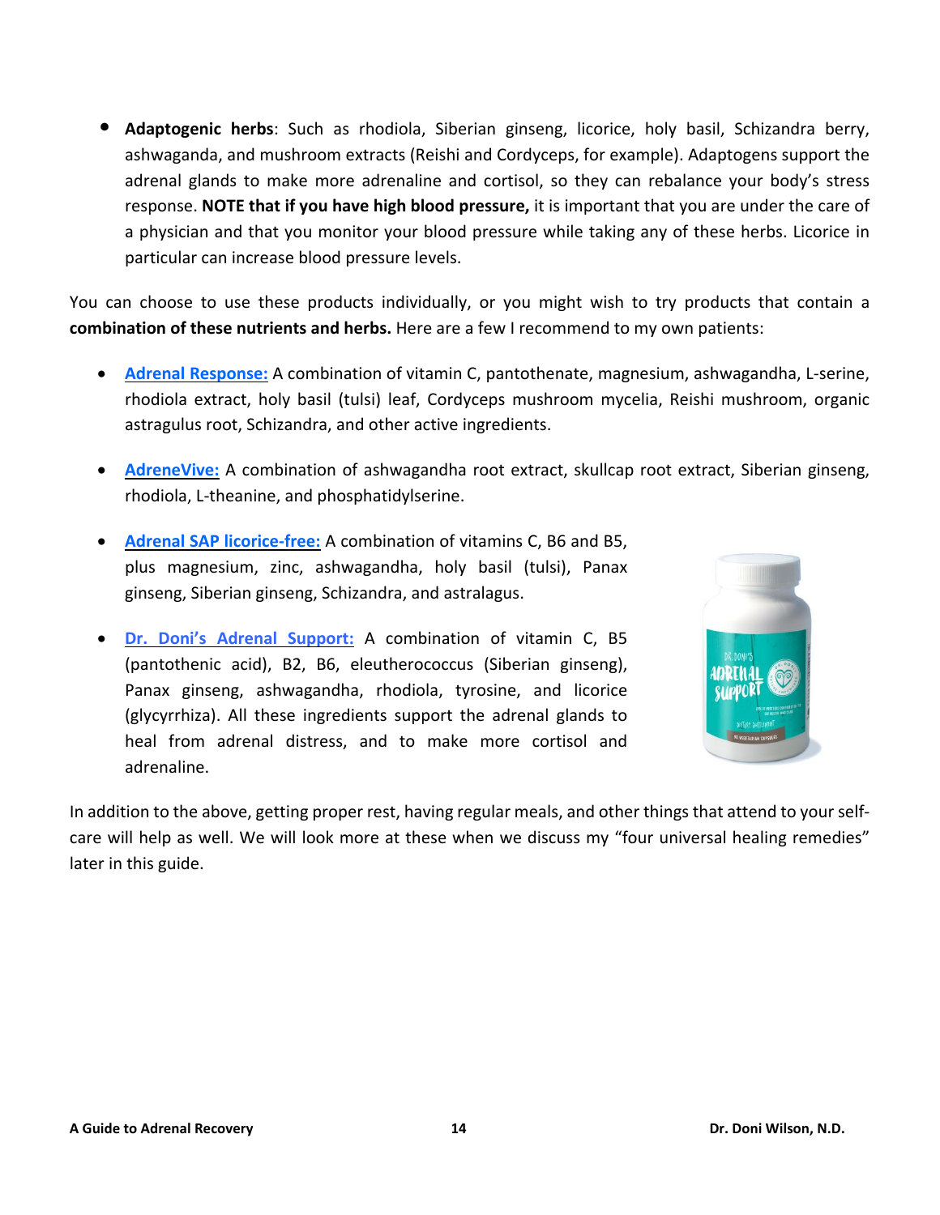- **Adaptogenic herbs**: Such as rhodiola, Siberian ginseng, licorice, holy basil, Schizandra berry, ashwaganda, and mushroom extracts (Reishi and Cordyceps, for example). Adaptogens support the adrenal glands to make more adrenaline and cortisol, so they can rebalance your body's stress response. **NOTE that if you have high blood pressure,** it is important that you are under the care of a physician and that you monitor your blood pressure while taking any of these herbs. Licorice in particular can increase blood pressure levels.

You can choose to use these products individually, or you might wish to try products that contain a **combination of these nutrients and herbs.** Here are a few I recommend to my own patients:

- **Adrenal Response:** A combination of vitamin C, pantothenate, magnesium, ashwagandha, L-serine, rhodiola extract, holy basil (tulsi) leaf, Cordyceps mushroom mycelia, Reishi mushroom, organic astragulus root, Schizandra, and other active ingredients.

- **AdreneVive:** A combination of ashwagandha root extract, skullcap root extract, Siberian ginseng, rhodiola, L-theanine, and phosphatidylserine.

- **Adrenal SAP licorice-free:** A combination of vitamins C, B6 and B5, plus magnesium, zinc, ashwagandha, holy basil (tulsi), Panax ginseng, Siberian ginseng, Schizandra, and astralagus.

- **Dr. Doni's Adrenal Support:** A combination of vitamin C, B5 (pantothenic acid), B2, B6, eleutherococcus (Siberian ginseng), Panax ginseng, ashwagandha, rhodiola, tyrosine, and licorice (glycyrrhiza). All these ingredients support the adrenal glands to heal from adrenal distress, and to make more cortisol and adrenaline.

In addition to the above, getting proper rest, having regular meals, and other things that attend to your self-care will help as well. We will look more at these when we discuss my "four universal healing remedies" later in this guide.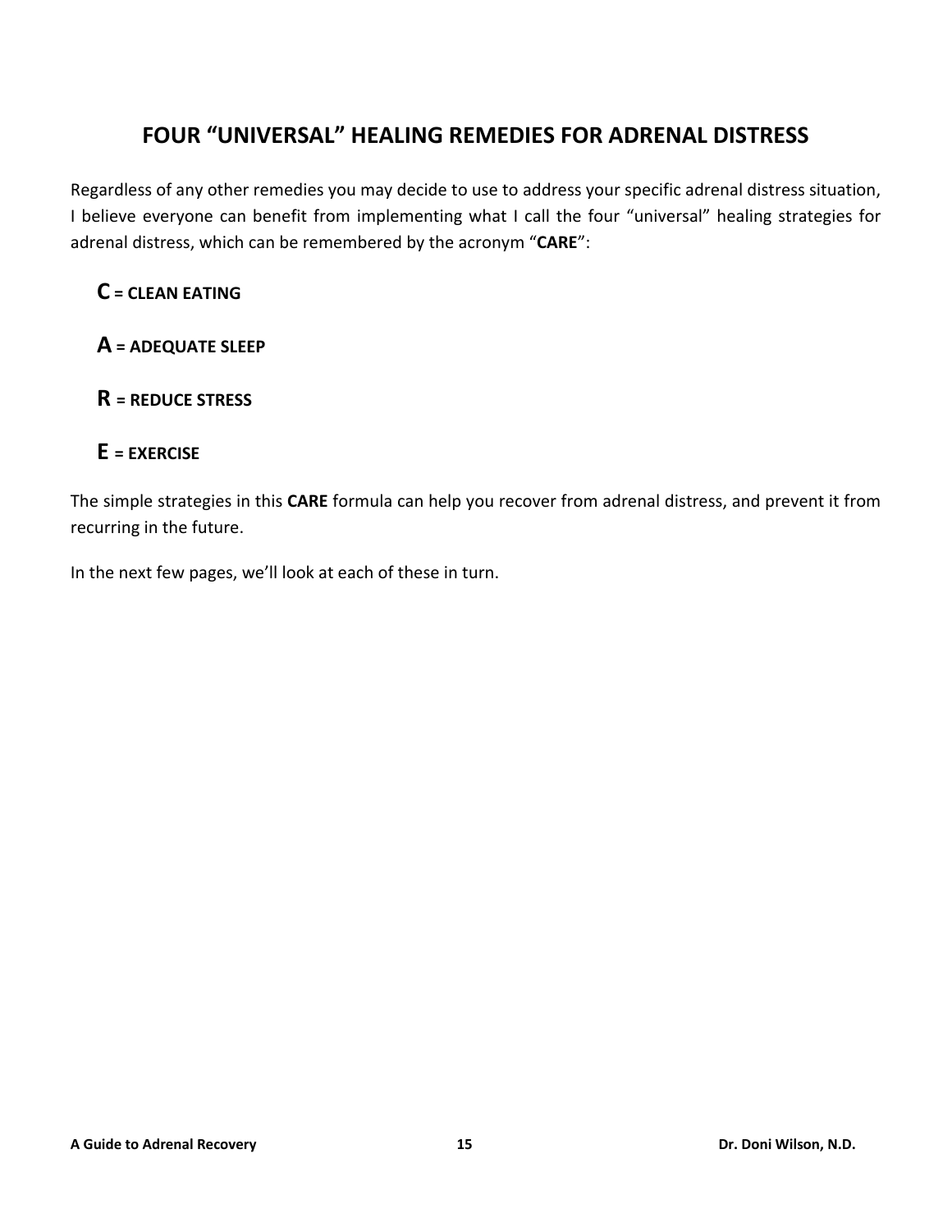# FOUR "UNIVERSAL" HEALING REMEDIES FOR ADRENAL DISTRESS

Regardless of any other remedies you may decide to use to address your specific adrenal distress situation, I believe everyone can benefit from implementing what I call the four "universal" healing strategies for adrenal distress, which can be remembered by the acronym "**CARE**":

**C = CLEAN EATING**

**A = ADEQUATE SLEEP**

**R = REDUCE STRESS**

**E = EXERCISE**

The simple strategies in this **CARE** formula can help you recover from adrenal distress, and prevent it from recurring in the future.

In the next few pages, we'll look at each of these in turn.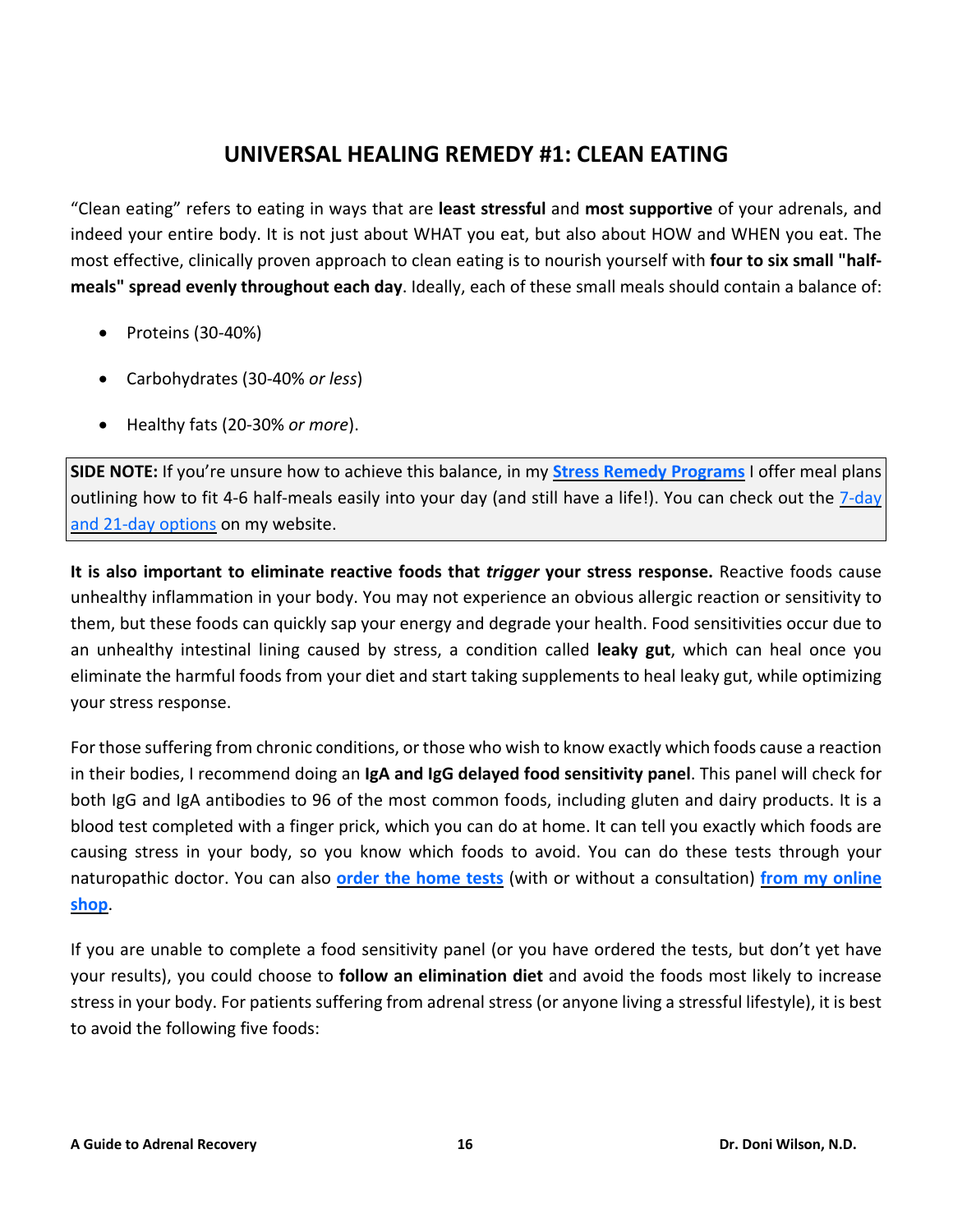## UNIVERSAL HEALING REMEDY #1: CLEAN EATING

"Clean eating" refers to eating in ways that are **least stressful** and **most supportive** of your adrenals, and indeed your entire body. It is not just about WHAT you eat, but also about HOW and WHEN you eat. The most effective, clinically proven approach to clean eating is to nourish yourself with **four to six small "half-meals" spread evenly throughout each day**. Ideally, each of these small meals should contain a balance of:

- Proteins (30-40%)
- Carbohydrates (30-40% *or less*)
- Healthy fats (20-30% *or more*).

> **SIDE NOTE:** If you're unsure how to achieve this balance, in my **Stress Remedy Programs** I offer meal plans outlining how to fit 4-6 half-meals easily into your day (and still have a life!). You can check out the 7-day and 21-day options on my website.

**It is also important to eliminate reactive foods that *trigger* your stress response.** Reactive foods cause unhealthy inflammation in your body. You may not experience an obvious allergic reaction or sensitivity to them, but these foods can quickly sap your energy and degrade your health. Food sensitivities occur due to an unhealthy intestinal lining caused by stress, a condition called **leaky gut**, which can heal once you eliminate the harmful foods from your diet and start taking supplements to heal leaky gut, while optimizing your stress response.

For those suffering from chronic conditions, or those who wish to know exactly which foods cause a reaction in their bodies, I recommend doing an **IgA and IgG delayed food sensitivity panel**. This panel will check for both IgG and IgA antibodies to 96 of the most common foods, including gluten and dairy products. It is a blood test completed with a finger prick, which you can do at home. It can tell you exactly which foods are causing stress in your body, so you know which foods to avoid. You can do these tests through your naturopathic doctor. You can also **order the home tests** (with or without a consultation) **from my online shop**.

If you are unable to complete a food sensitivity panel (or you have ordered the tests, but don't yet have your results), you could choose to **follow an elimination diet** and avoid the foods most likely to increase stress in your body. For patients suffering from adrenal stress (or anyone living a stressful lifestyle), it is best to avoid the following five foods: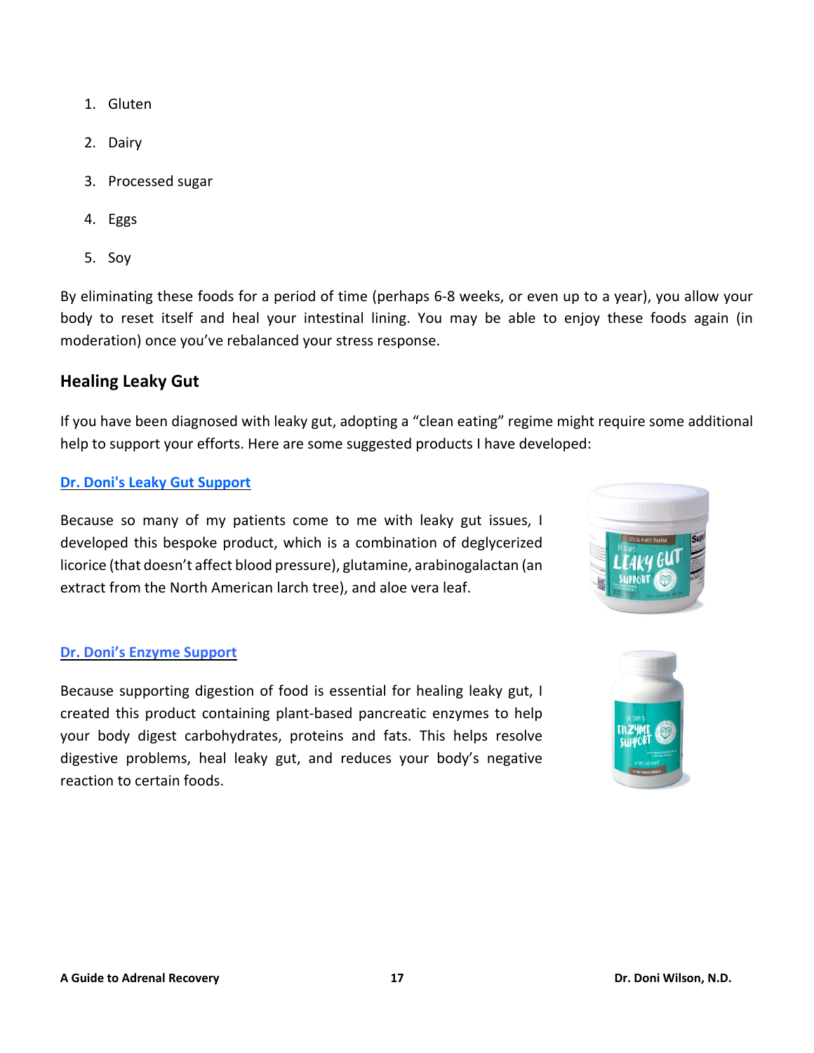1. Gluten
2. Dairy
3. Processed sugar
4. Eggs
5. Soy

By eliminating these foods for a period of time (perhaps 6-8 weeks, or even up to a year), you allow your body to reset itself and heal your intestinal lining. You may be able to enjoy these foods again (in moderation) once you've rebalanced your stress response.

### Healing Leaky Gut

If you have been diagnosed with leaky gut, adopting a "clean eating" regime might require some additional help to support your efforts. Here are some suggested products I have developed:

**Dr. Doni's Leaky Gut Support**

Because so many of my patients come to me with leaky gut issues, I developed this bespoke product, which is a combination of deglycerized licorice (that doesn't affect blood pressure), glutamine, arabinogalactan (an extract from the North American larch tree), and aloe vera leaf.

**Dr. Doni's Enzyme Support**

Because supporting digestion of food is essential for healing leaky gut, I created this product containing plant-based pancreatic enzymes to help your body digest carbohydrates, proteins and fats. This helps resolve digestive problems, heal leaky gut, and reduces your body's negative reaction to certain foods.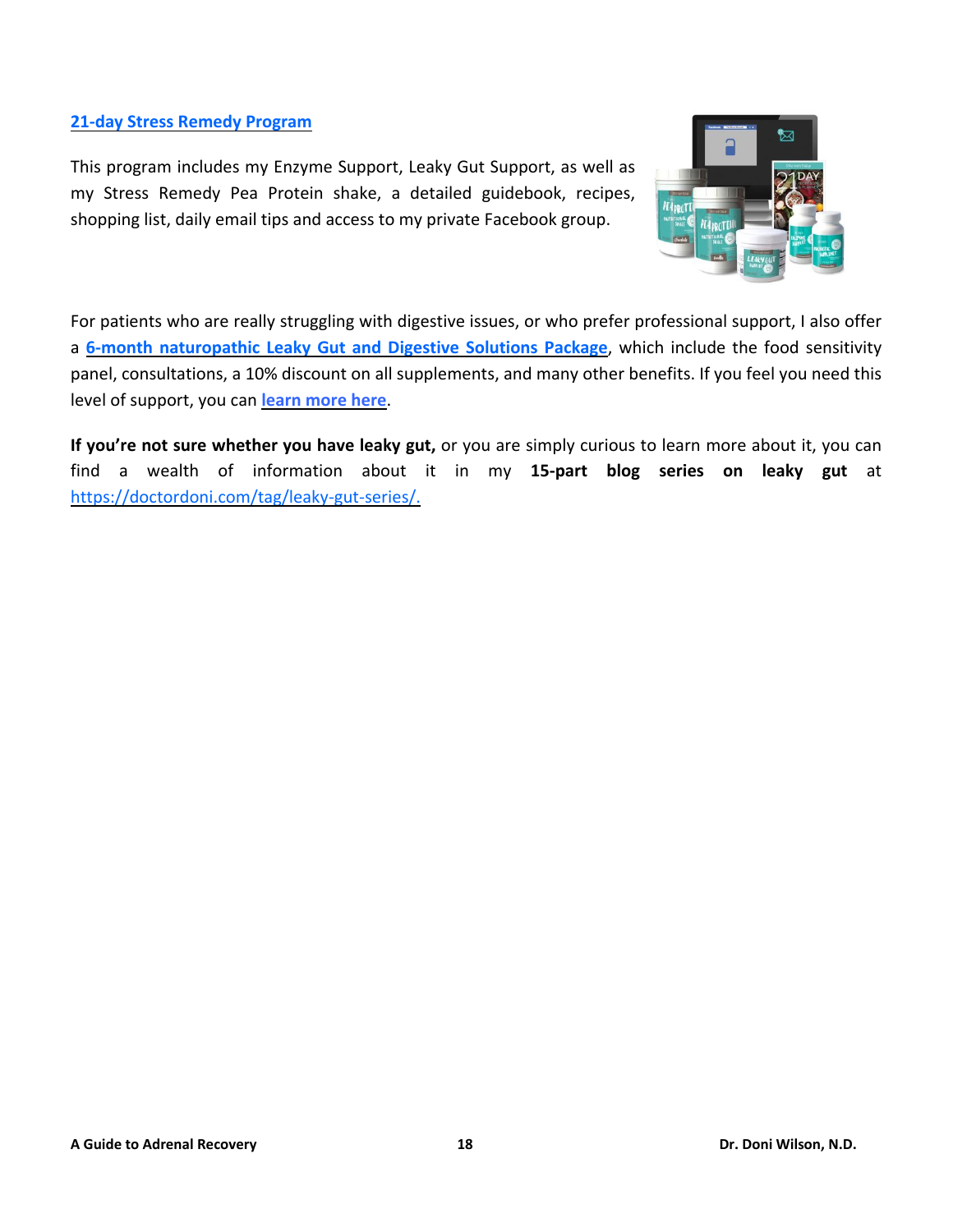**21-day Stress Remedy Program**

This program includes my Enzyme Support, Leaky Gut Support, as well as my Stress Remedy Pea Protein shake, a detailed guidebook, recipes, shopping list, daily email tips and access to my private Facebook group.

For patients who are really struggling with digestive issues, or who prefer professional support, I also offer a **6-month naturopathic Leaky Gut and Digestive Solutions Package**, which include the food sensitivity panel, consultations, a 10% discount on all supplements, and many other benefits. If you feel you need this level of support, you can **learn more here**.

**If you're not sure whether you have leaky gut,** or you are simply curious to learn more about it, you can find a wealth of information about it in my **15-part blog series on leaky gut** at https://doctordoni.com/tag/leaky-gut-series/.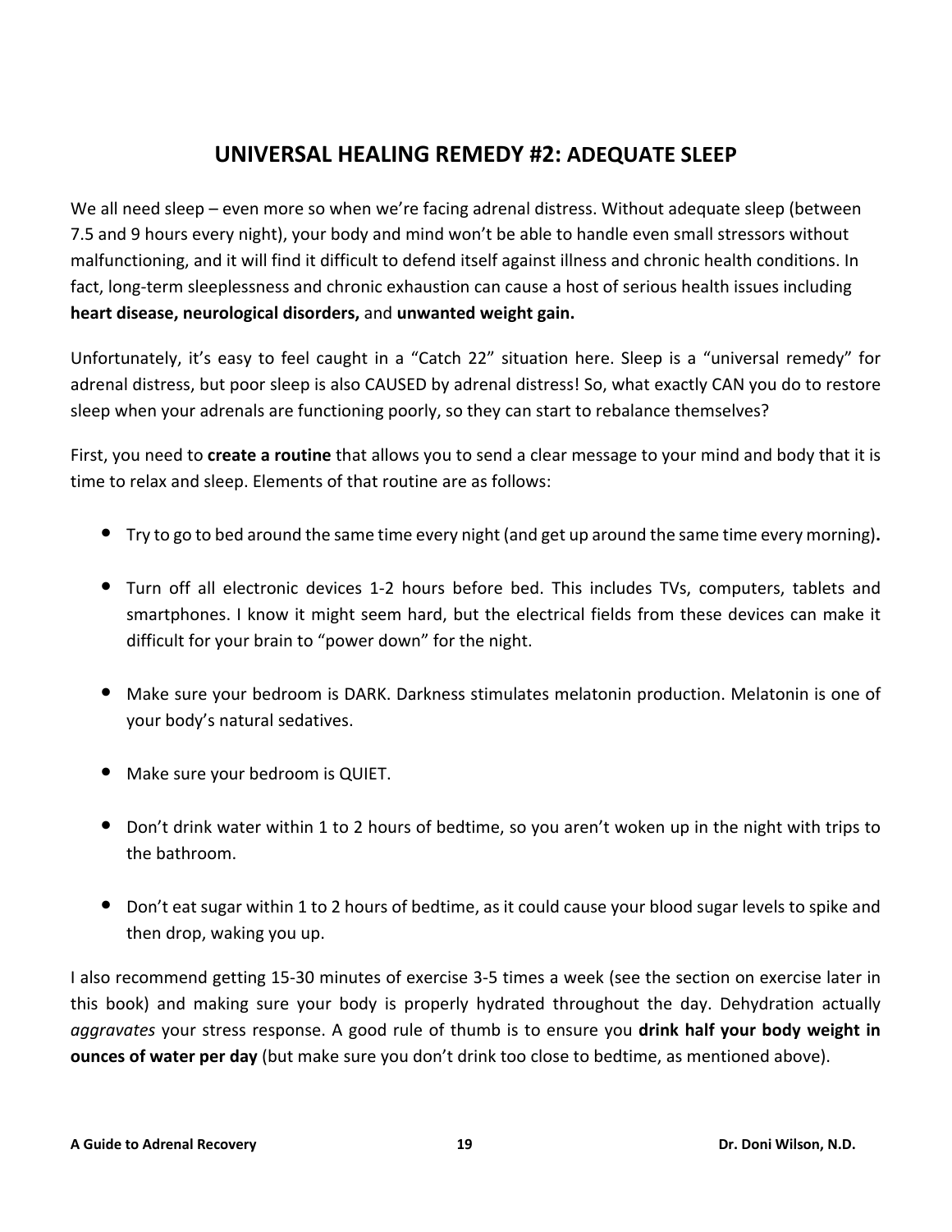## UNIVERSAL HEALING REMEDY #2: ADEQUATE SLEEP

We all need sleep – even more so when we're facing adrenal distress. Without adequate sleep (between 7.5 and 9 hours every night), your body and mind won't be able to handle even small stressors without malfunctioning, and it will find it difficult to defend itself against illness and chronic health conditions. In fact, long-term sleeplessness and chronic exhaustion can cause a host of serious health issues including **heart disease, neurological disorders,** and **unwanted weight gain.**

Unfortunately, it's easy to feel caught in a "Catch 22" situation here. Sleep is a "universal remedy" for adrenal distress, but poor sleep is also CAUSED by adrenal distress! So, what exactly CAN you do to restore sleep when your adrenals are functioning poorly, so they can start to rebalance themselves?

First, you need to **create a routine** that allows you to send a clear message to your mind and body that it is time to relax and sleep. Elements of that routine are as follows:

- Try to go to bed around the same time every night (and get up around the same time every morning)**.**
- Turn off all electronic devices 1-2 hours before bed. This includes TVs, computers, tablets and smartphones. I know it might seem hard, but the electrical fields from these devices can make it difficult for your brain to "power down" for the night.
- Make sure your bedroom is DARK. Darkness stimulates melatonin production. Melatonin is one of your body's natural sedatives.
- Make sure your bedroom is QUIET.
- Don't drink water within 1 to 2 hours of bedtime, so you aren't woken up in the night with trips to the bathroom.
- Don't eat sugar within 1 to 2 hours of bedtime, as it could cause your blood sugar levels to spike and then drop, waking you up.

I also recommend getting 15-30 minutes of exercise 3-5 times a week (see the section on exercise later in this book) and making sure your body is properly hydrated throughout the day. Dehydration actually *aggravates* your stress response. A good rule of thumb is to ensure you **drink half your body weight in ounces of water per day** (but make sure you don't drink too close to bedtime, as mentioned above).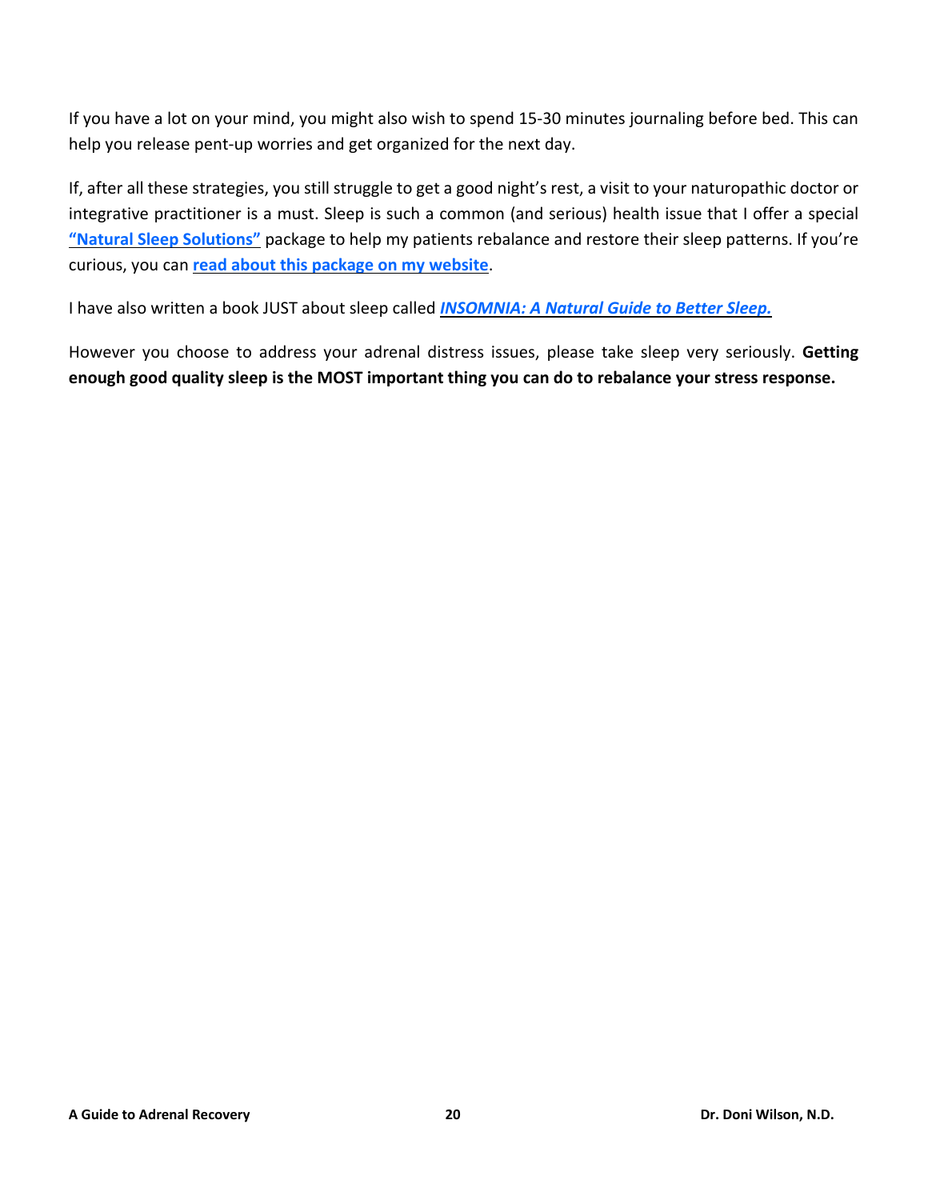If you have a lot on your mind, you might also wish to spend 15-30 minutes journaling before bed. This can help you release pent-up worries and get organized for the next day.

If, after all these strategies, you still struggle to get a good night's rest, a visit to your naturopathic doctor or integrative practitioner is a must. Sleep is such a common (and serious) health issue that I offer a special **"Natural Sleep Solutions"** package to help my patients rebalance and restore their sleep patterns. If you're curious, you can **read about this package on my website**.

I have also written a book JUST about sleep called ***INSOMNIA: A Natural Guide to Better Sleep.***

However you choose to address your adrenal distress issues, please take sleep very seriously. **Getting enough good quality sleep is the MOST important thing you can do to rebalance your stress response.**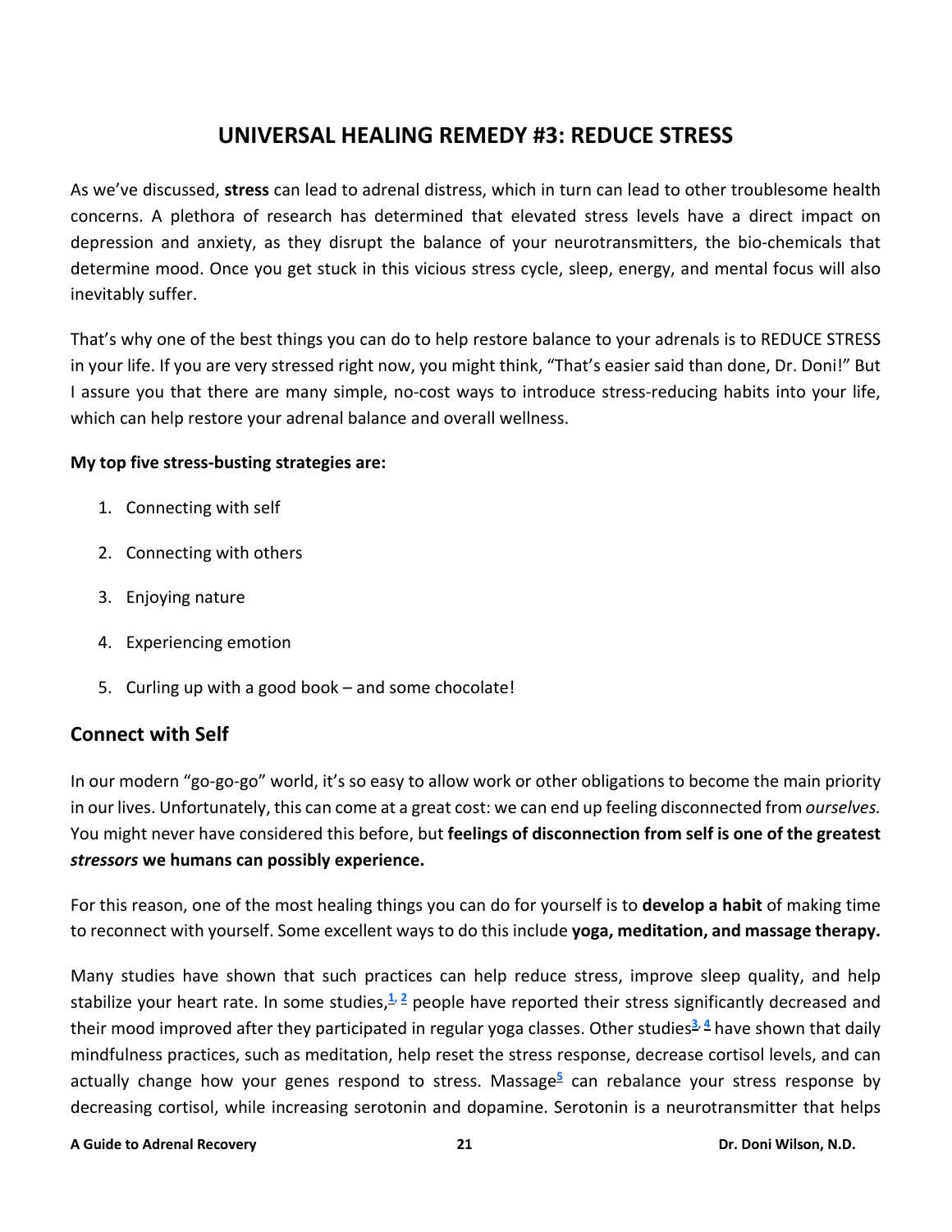# UNIVERSAL HEALING REMEDY #3: REDUCE STRESS

As we've discussed, **stress** can lead to adrenal distress, which in turn can lead to other troublesome health concerns. A plethora of research has determined that elevated stress levels have a direct impact on depression and anxiety, as they disrupt the balance of your neurotransmitters, the bio-chemicals that determine mood. Once you get stuck in this vicious stress cycle, sleep, energy, and mental focus will also inevitably suffer.

That's why one of the best things you can do to help restore balance to your adrenals is to REDUCE STRESS in your life. If you are very stressed right now, you might think, "That's easier said than done, Dr. Doni!" But I assure you that there are many simple, no-cost ways to introduce stress-reducing habits into your life, which can help restore your adrenal balance and overall wellness.

**My top five stress-busting strategies are:**

1. Connecting with self
2. Connecting with others
3. Enjoying nature
4. Experiencing emotion
5. Curling up with a good book – and some chocolate!

## Connect with Self

In our modern "go-go-go" world, it's so easy to allow work or other obligations to become the main priority in our lives. Unfortunately, this can come at a great cost: we can end up feeling disconnected from *ourselves.* You might never have considered this before, but **feelings of disconnection from self is one of the greatest *stressors* we humans can possibly experience.**

For this reason, one of the most healing things you can do for yourself is to **develop a habit** of making time to reconnect with yourself. Some excellent ways to do this include **yoga, meditation, and massage therapy.**

Many studies have shown that such practices can help reduce stress, improve sleep quality, and help stabilize your heart rate. In some studies,[1, 2] people have reported their stress significantly decreased and their mood improved after they participated in regular yoga classes. Other studies[3, 4] have shown that daily mindfulness practices, such as meditation, help reset the stress response, decrease cortisol levels, and can actually change how your genes respond to stress. Massage[5] can rebalance your stress response by decreasing cortisol, while increasing serotonin and dopamine. Serotonin is a neurotransmitter that helps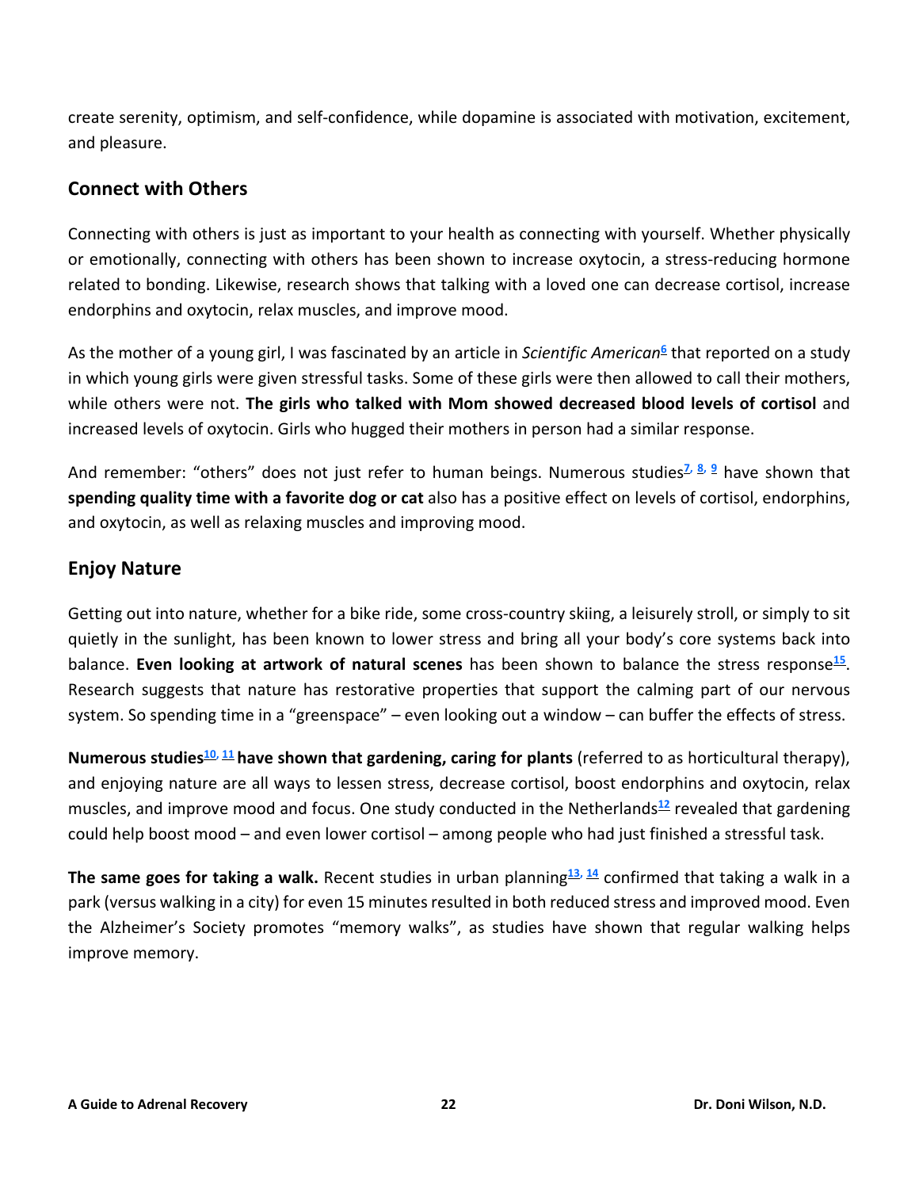create serenity, optimism, and self-confidence, while dopamine is associated with motivation, excitement, and pleasure.

## Connect with Others

Connecting with others is just as important to your health as connecting with yourself. Whether physically or emotionally, connecting with others has been shown to increase oxytocin, a stress-reducing hormone related to bonding. Likewise, research shows that talking with a loved one can decrease cortisol, increase endorphins and oxytocin, relax muscles, and improve mood.

As the mother of a young girl, I was fascinated by an article in *Scientific American*[6] that reported on a study in which young girls were given stressful tasks. Some of these girls were then allowed to call their mothers, while others were not. **The girls who talked with Mom showed decreased blood levels of cortisol** and increased levels of oxytocin. Girls who hugged their mothers in person had a similar response.

And remember: "others" does not just refer to human beings. Numerous studies[7, 8, 9] have shown that **spending quality time with a favorite dog or cat** also has a positive effect on levels of cortisol, endorphins, and oxytocin, as well as relaxing muscles and improving mood.

## Enjoy Nature

Getting out into nature, whether for a bike ride, some cross-country skiing, a leisurely stroll, or simply to sit quietly in the sunlight, has been known to lower stress and bring all your body's core systems back into balance. **Even looking at artwork of natural scenes** has been shown to balance the stress response[15]. Research suggests that nature has restorative properties that support the calming part of our nervous system. So spending time in a "greenspace" – even looking out a window – can buffer the effects of stress.

**Numerous studies[10, 11] have shown that gardening, caring for plants** (referred to as horticultural therapy), and enjoying nature are all ways to lessen stress, decrease cortisol, boost endorphins and oxytocin, relax muscles, and improve mood and focus. One study conducted in the Netherlands[12] revealed that gardening could help boost mood – and even lower cortisol – among people who had just finished a stressful task.

**The same goes for taking a walk.** Recent studies in urban planning[13, 14] confirmed that taking a walk in a park (versus walking in a city) for even 15 minutes resulted in both reduced stress and improved mood. Even the Alzheimer's Society promotes "memory walks", as studies have shown that regular walking helps improve memory.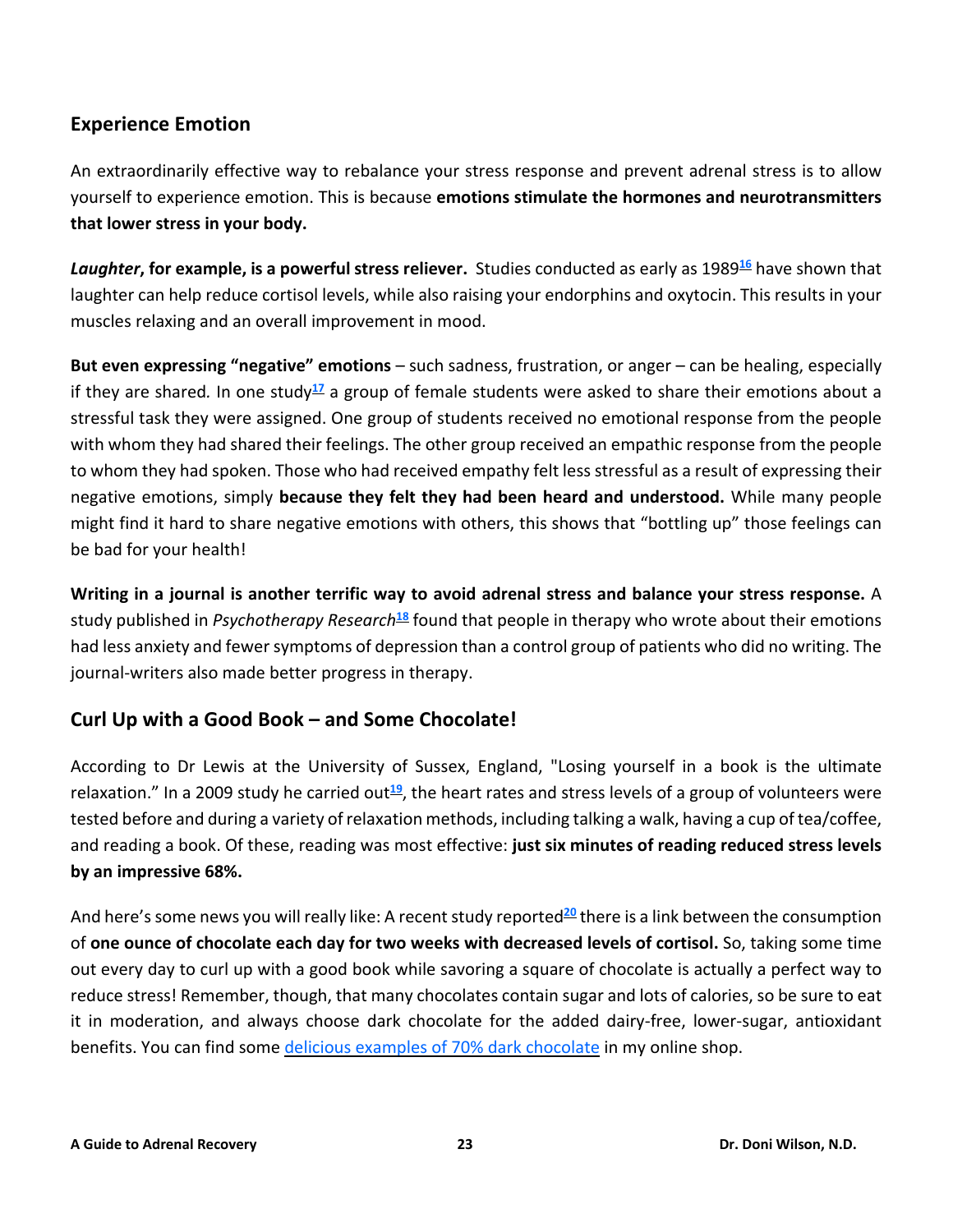## Experience Emotion

An extraordinarily effective way to rebalance your stress response and prevent adrenal stress is to allow yourself to experience emotion. This is because **emotions stimulate the hormones and neurotransmitters that lower stress in your body.**

***Laughter*, for example, is a powerful stress reliever.** Studies conducted as early as 1989[16] have shown that laughter can help reduce cortisol levels, while also raising your endorphins and oxytocin. This results in your muscles relaxing and an overall improvement in mood.

**But even expressing "negative" emotions** – such sadness, frustration, or anger – can be healing, especially if they are shared. In one study[17] a group of female students were asked to share their emotions about a stressful task they were assigned. One group of students received no emotional response from the people with whom they had shared their feelings. The other group received an empathic response from the people to whom they had spoken. Those who had received empathy felt less stressful as a result of expressing their negative emotions, simply **because they felt they had been heard and understood.** While many people might find it hard to share negative emotions with others, this shows that "bottling up" those feelings can be bad for your health!

**Writing in a journal is another terrific way to avoid adrenal stress and balance your stress response.** A study published in *Psychotherapy Research*[18] found that people in therapy who wrote about their emotions had less anxiety and fewer symptoms of depression than a control group of patients who did no writing. The journal-writers also made better progress in therapy.

## Curl Up with a Good Book – and Some Chocolate!

According to Dr Lewis at the University of Sussex, England, "Losing yourself in a book is the ultimate relaxation." In a 2009 study he carried out[19], the heart rates and stress levels of a group of volunteers were tested before and during a variety of relaxation methods, including talking a walk, having a cup of tea/coffee, and reading a book. Of these, reading was most effective: **just six minutes of reading reduced stress levels by an impressive 68%.**

And here's some news you will really like: A recent study reported[20] there is a link between the consumption of **one ounce of chocolate each day for two weeks with decreased levels of cortisol.** So, taking some time out every day to curl up with a good book while savoring a square of chocolate is actually a perfect way to reduce stress! Remember, though, that many chocolates contain sugar and lots of calories, so be sure to eat it in moderation, and always choose dark chocolate for the added dairy-free, lower-sugar, antioxidant benefits. You can find some delicious examples of 70% dark chocolate in my online shop.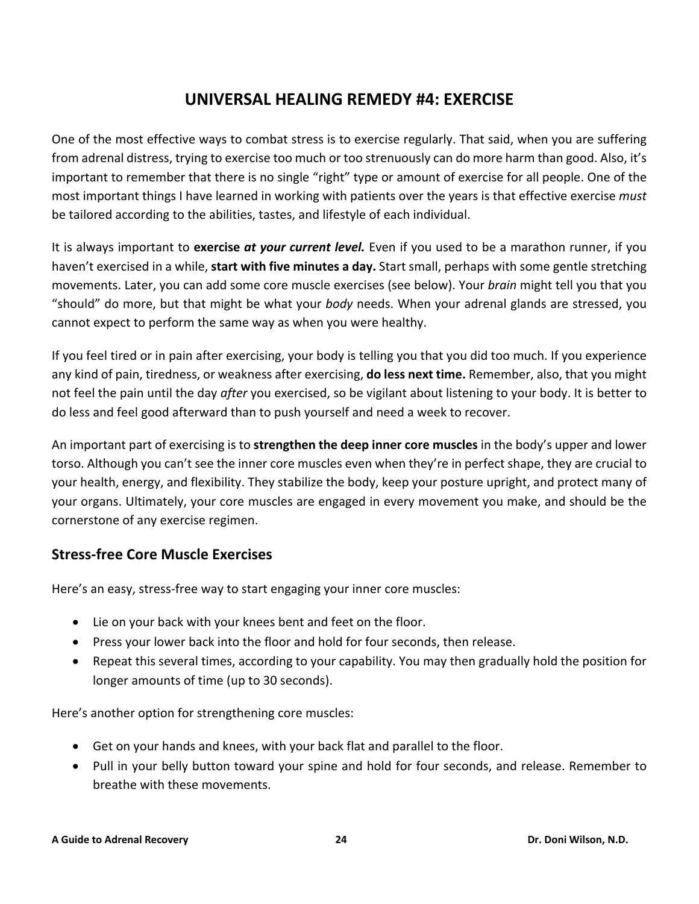# UNIVERSAL HEALING REMEDY #4: EXERCISE

One of the most effective ways to combat stress is to exercise regularly. That said, when you are suffering from adrenal distress, trying to exercise too much or too strenuously can do more harm than good. Also, it's important to remember that there is no single "right" type or amount of exercise for all people. One of the most important things I have learned in working with patients over the years is that effective exercise *must* be tailored according to the abilities, tastes, and lifestyle of each individual.

It is always important to **exercise *at your current level.*** Even if you used to be a marathon runner, if you haven't exercised in a while, **start with five minutes a day.** Start small, perhaps with some gentle stretching movements. Later, you can add some core muscle exercises (see below). Your *brain* might tell you that you "should" do more, but that might be what your *body* needs. When your adrenal glands are stressed, you cannot expect to perform the same way as when you were healthy.

If you feel tired or in pain after exercising, your body is telling you that you did too much. If you experience any kind of pain, tiredness, or weakness after exercising, **do less next time.** Remember, also, that you might not feel the pain until the day *after* you exercised, so be vigilant about listening to your body. It is better to do less and feel good afterward than to push yourself and need a week to recover.

An important part of exercising is to **strengthen the deep inner core muscles** in the body's upper and lower torso. Although you can't see the inner core muscles even when they're in perfect shape, they are crucial to your health, energy, and flexibility. They stabilize the body, keep your posture upright, and protect many of your organs. Ultimately, your core muscles are engaged in every movement you make, and should be the cornerstone of any exercise regimen.

## Stress-free Core Muscle Exercises

Here's an easy, stress-free way to start engaging your inner core muscles:

- Lie on your back with your knees bent and feet on the floor.
- Press your lower back into the floor and hold for four seconds, then release.
- Repeat this several times, according to your capability. You may then gradually hold the position for longer amounts of time (up to 30 seconds).

Here's another option for strengthening core muscles:

- Get on your hands and knees, with your back flat and parallel to the floor.
- Pull in your belly button toward your spine and hold for four seconds, and release. Remember to breathe with these movements.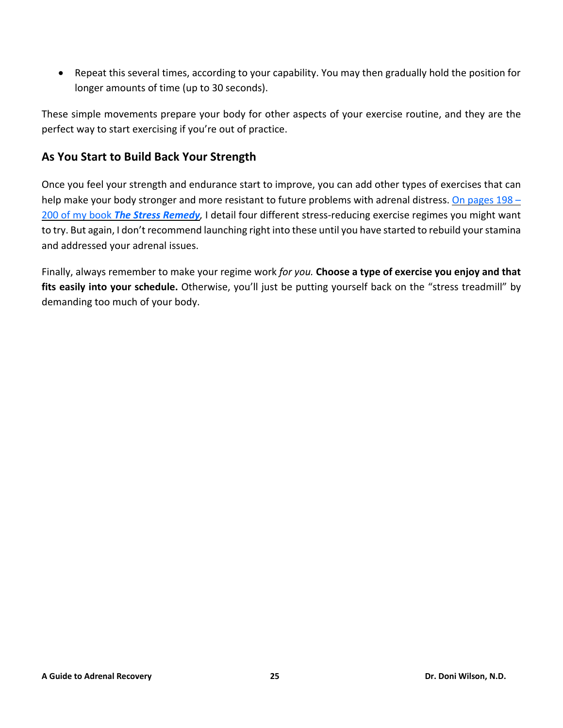- Repeat this several times, according to your capability. You may then gradually hold the position for longer amounts of time (up to 30 seconds).

These simple movements prepare your body for other aspects of your exercise routine, and they are the perfect way to start exercising if you're out of practice.

### As You Start to Build Back Your Strength

Once you feel your strength and endurance start to improve, you can add other types of exercises that can help make your body stronger and more resistant to future problems with adrenal distress. On pages 198 – 200 of my book ***The Stress Remedy***, I detail four different stress-reducing exercise regimes you might want to try. But again, I don't recommend launching right into these until you have started to rebuild your stamina and addressed your adrenal issues.

Finally, always remember to make your regime work *for you.* **Choose a type of exercise you enjoy and that fits easily into your schedule.** Otherwise, you'll just be putting yourself back on the "stress treadmill" by demanding too much of your body.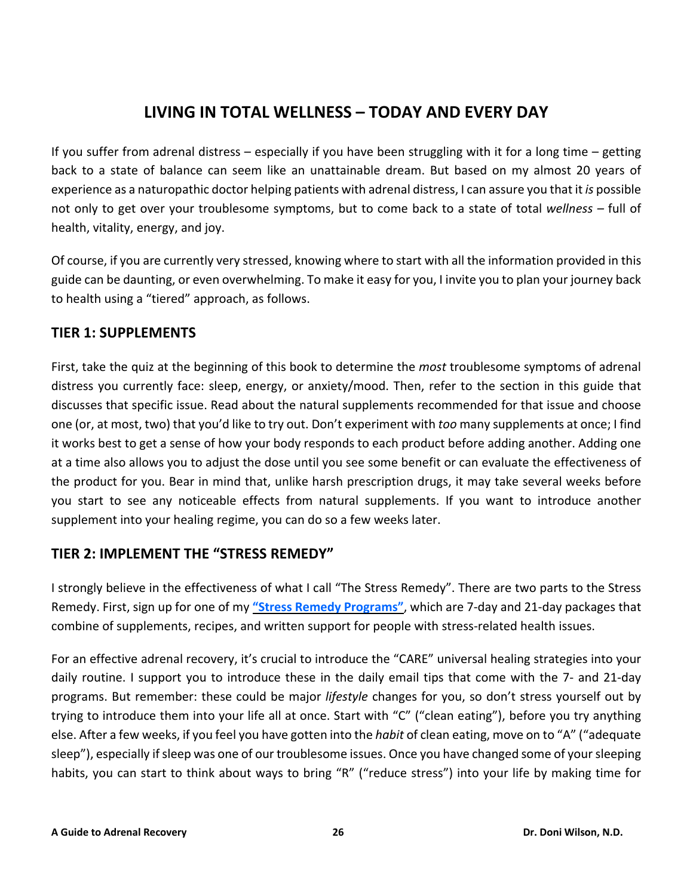# LIVING IN TOTAL WELLNESS – TODAY AND EVERY DAY

If you suffer from adrenal distress – especially if you have been struggling with it for a long time – getting back to a state of balance can seem like an unattainable dream. But based on my almost 20 years of experience as a naturopathic doctor helping patients with adrenal distress, I can assure you that it *is* possible not only to get over your troublesome symptoms, but to come back to a state of total *wellness* – full of health, vitality, energy, and joy.

Of course, if you are currently very stressed, knowing where to start with all the information provided in this guide can be daunting, or even overwhelming. To make it easy for you, I invite you to plan your journey back to health using a "tiered" approach, as follows.

## TIER 1: SUPPLEMENTS

First, take the quiz at the beginning of this book to determine the *most* troublesome symptoms of adrenal distress you currently face: sleep, energy, or anxiety/mood. Then, refer to the section in this guide that discusses that specific issue. Read about the natural supplements recommended for that issue and choose one (or, at most, two) that you'd like to try out. Don't experiment with *too* many supplements at once; I find it works best to get a sense of how your body responds to each product before adding another. Adding one at a time also allows you to adjust the dose until you see some benefit or can evaluate the effectiveness of the product for you. Bear in mind that, unlike harsh prescription drugs, it may take several weeks before you start to see any noticeable effects from natural supplements. If you want to introduce another supplement into your healing regime, you can do so a few weeks later.

## TIER 2: IMPLEMENT THE "STRESS REMEDY"

I strongly believe in the effectiveness of what I call "The Stress Remedy". There are two parts to the Stress Remedy. First, sign up for one of my **"Stress Remedy Programs"**, which are 7-day and 21-day packages that combine of supplements, recipes, and written support for people with stress-related health issues.

For an effective adrenal recovery, it's crucial to introduce the "CARE" universal healing strategies into your daily routine. I support you to introduce these in the daily email tips that come with the 7- and 21-day programs. But remember: these could be major *lifestyle* changes for you, so don't stress yourself out by trying to introduce them into your life all at once. Start with "C" ("clean eating"), before you try anything else. After a few weeks, if you feel you have gotten into the *habit* of clean eating, move on to "A" ("adequate sleep"), especially if sleep was one of our troublesome issues. Once you have changed some of your sleeping habits, you can start to think about ways to bring "R" ("reduce stress") into your life by making time for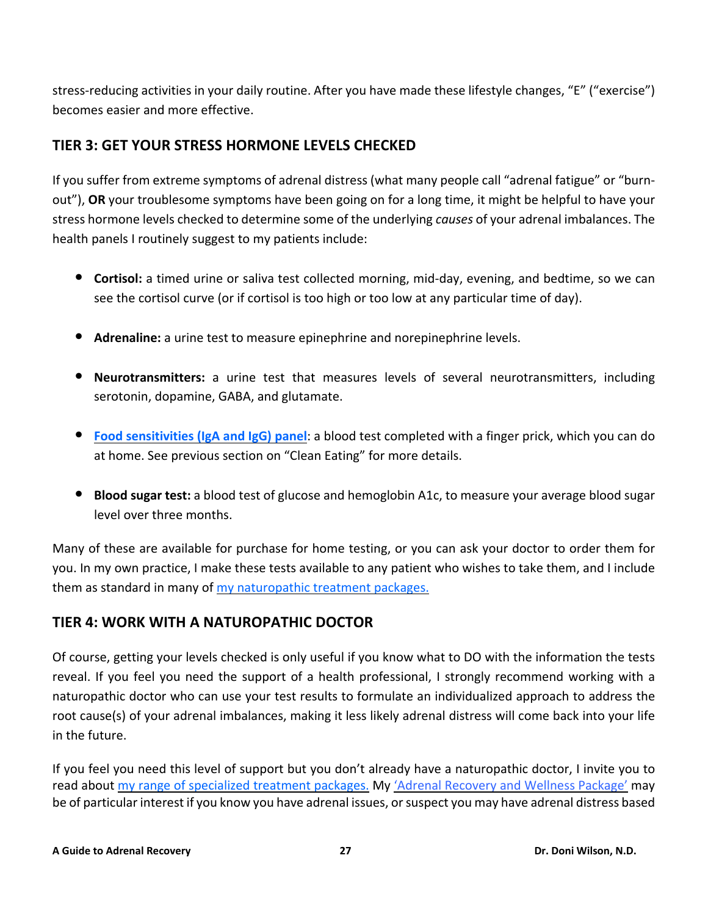stress-reducing activities in your daily routine. After you have made these lifestyle changes, "E" ("exercise") becomes easier and more effective.

## TIER 3: GET YOUR STRESS HORMONE LEVELS CHECKED

If you suffer from extreme symptoms of adrenal distress (what many people call "adrenal fatigue" or "burn-out"), **OR** your troublesome symptoms have been going on for a long time, it might be helpful to have your stress hormone levels checked to determine some of the underlying *causes* of your adrenal imbalances. The health panels I routinely suggest to my patients include:

- **Cortisol:** a timed urine or saliva test collected morning, mid-day, evening, and bedtime, so we can see the cortisol curve (or if cortisol is too high or too low at any particular time of day).
- **Adrenaline:** a urine test to measure epinephrine and norepinephrine levels.
- **Neurotransmitters:** a urine test that measures levels of several neurotransmitters, including serotonin, dopamine, GABA, and glutamate.
- **Food sensitivities (IgA and IgG) panel**: a blood test completed with a finger prick, which you can do at home. See previous section on "Clean Eating" for more details.
- **Blood sugar test:** a blood test of glucose and hemoglobin A1c, to measure your average blood sugar level over three months.

Many of these are available for purchase for home testing, or you can ask your doctor to order them for you. In my own practice, I make these tests available to any patient who wishes to take them, and I include them as standard in many of my naturopathic treatment packages.

## TIER 4: WORK WITH A NATUROPATHIC DOCTOR

Of course, getting your levels checked is only useful if you know what to DO with the information the tests reveal. If you feel you need the support of a health professional, I strongly recommend working with a naturopathic doctor who can use your test results to formulate an individualized approach to address the root cause(s) of your adrenal imbalances, making it less likely adrenal distress will come back into your life in the future.

If you feel you need this level of support but you don't already have a naturopathic doctor, I invite you to read about my range of specialized treatment packages. My 'Adrenal Recovery and Wellness Package' may be of particular interest if you know you have adrenal issues, or suspect you may have adrenal distress based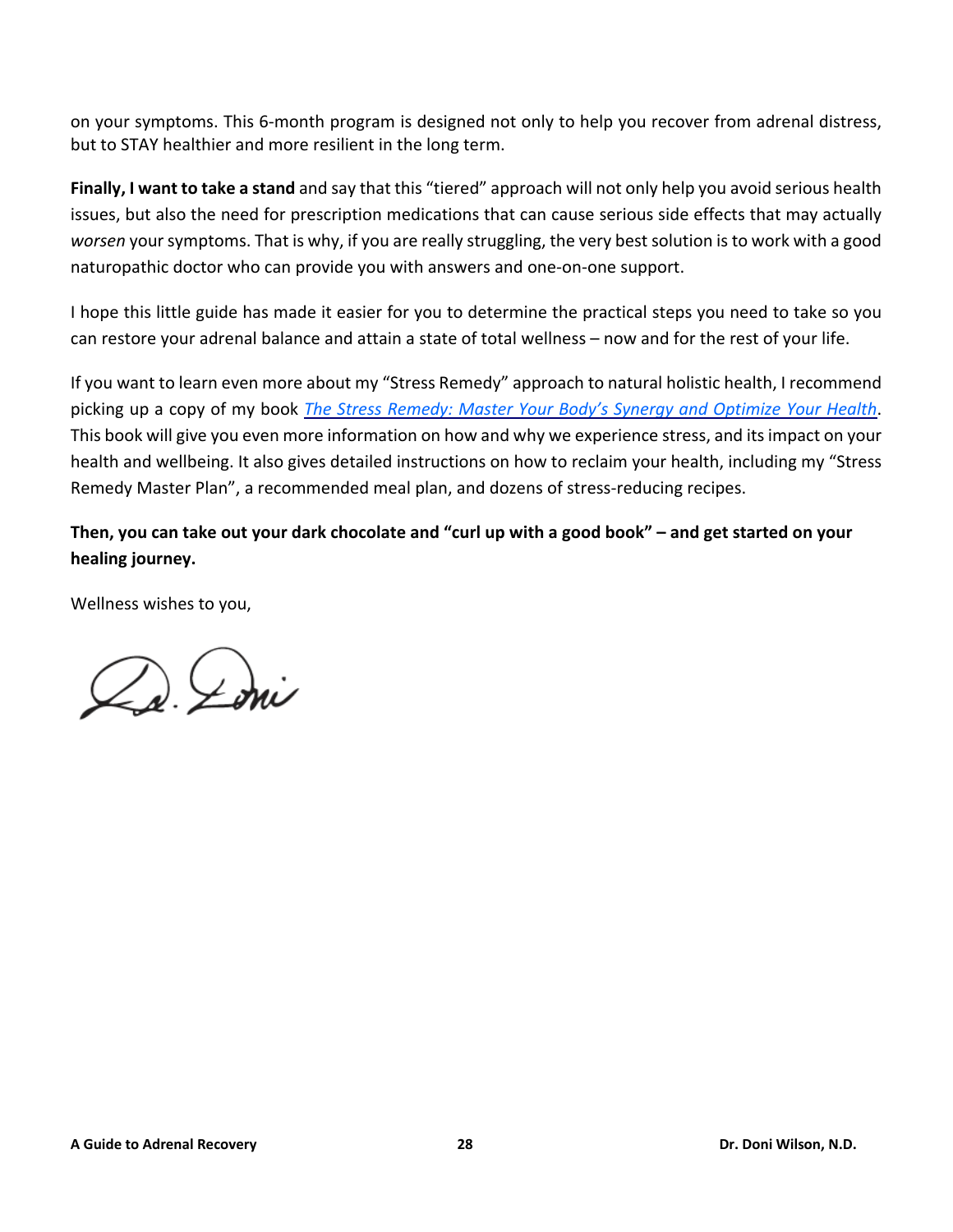on your symptoms. This 6-month program is designed not only to help you recover from adrenal distress, but to STAY healthier and more resilient in the long term.

**Finally, I want to take a stand** and say that this "tiered" approach will not only help you avoid serious health issues, but also the need for prescription medications that can cause serious side effects that may actually *worsen* your symptoms. That is why, if you are really struggling, the very best solution is to work with a good naturopathic doctor who can provide you with answers and one-on-one support.

I hope this little guide has made it easier for you to determine the practical steps you need to take so you can restore your adrenal balance and attain a state of total wellness – now and for the rest of your life.

If you want to learn even more about my "Stress Remedy" approach to natural holistic health, I recommend picking up a copy of my book *The Stress Remedy: Master Your Body's Synergy and Optimize Your Health*. This book will give you even more information on how and why we experience stress, and its impact on your health and wellbeing. It also gives detailed instructions on how to reclaim your health, including my "Stress Remedy Master Plan", a recommended meal plan, and dozens of stress-reducing recipes.

**Then, you can take out your dark chocolate and "curl up with a good book" – and get started on your healing journey.**

Wellness wishes to you,

Dr. Doni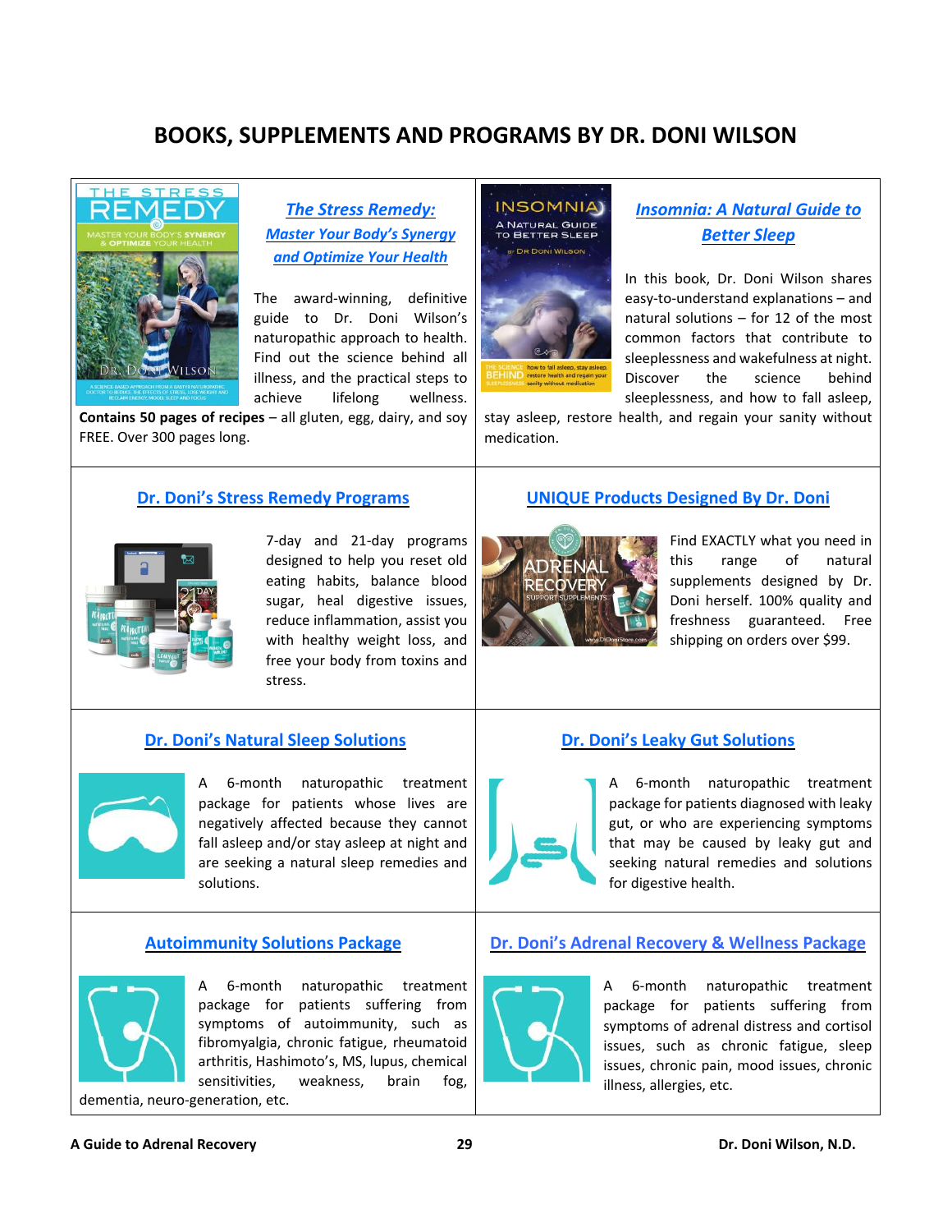# BOOKS, SUPPLEMENTS AND PROGRAMS BY DR. DONI WILSON

## The Stress Remedy: Master Your Body's Synergy and Optimize Your Health

The award-winning, definitive guide to Dr. Doni Wilson's naturopathic approach to health. Find out the science behind all illness, and the practical steps to achieve lifelong wellness. **Contains 50 pages of recipes** – all gluten, egg, dairy, and soy FREE. Over 300 pages long.

## Insomnia: A Natural Guide to Better Sleep

In this book, Dr. Doni Wilson shares easy-to-understand explanations – and natural solutions – for 12 of the most common factors that contribute to sleeplessness and wakefulness at night. Discover the science behind sleeplessness, and how to fall asleep, stay asleep, restore health, and regain your sanity without medication.

## Dr. Doni's Stress Remedy Programs

7-day and 21-day programs designed to help you reset old eating habits, balance blood sugar, heal digestive issues, reduce inflammation, assist you with healthy weight loss, and free your body from toxins and stress.

## UNIQUE Products Designed By Dr. Doni

Find EXACTLY what you need in this range of natural supplements designed by Dr. Doni herself. 100% quality and freshness guaranteed. Free shipping on orders over $99.

## Dr. Doni's Natural Sleep Solutions

A 6-month naturopathic treatment package for patients whose lives are negatively affected because they cannot fall asleep and/or stay asleep at night and are seeking a natural sleep remedies and solutions.

## Dr. Doni's Leaky Gut Solutions

A 6-month naturopathic treatment package for patients diagnosed with leaky gut, or who are experiencing symptoms that may be caused by leaky gut and seeking natural remedies and solutions for digestive health.

## Autoimmunity Solutions Package

A 6-month naturopathic treatment package for patients suffering from symptoms of autoimmunity, such as fibromyalgia, chronic fatigue, rheumatoid arthritis, Hashimoto's, MS, lupus, chemical sensitivities, weakness, brain fog, dementia, neuro-generation, etc.

## Dr. Doni's Adrenal Recovery & Wellness Package

A 6-month naturopathic treatment package for patients suffering from symptoms of adrenal distress and cortisol issues, such as chronic fatigue, sleep issues, chronic pain, mood issues, chronic illness, allergies, etc.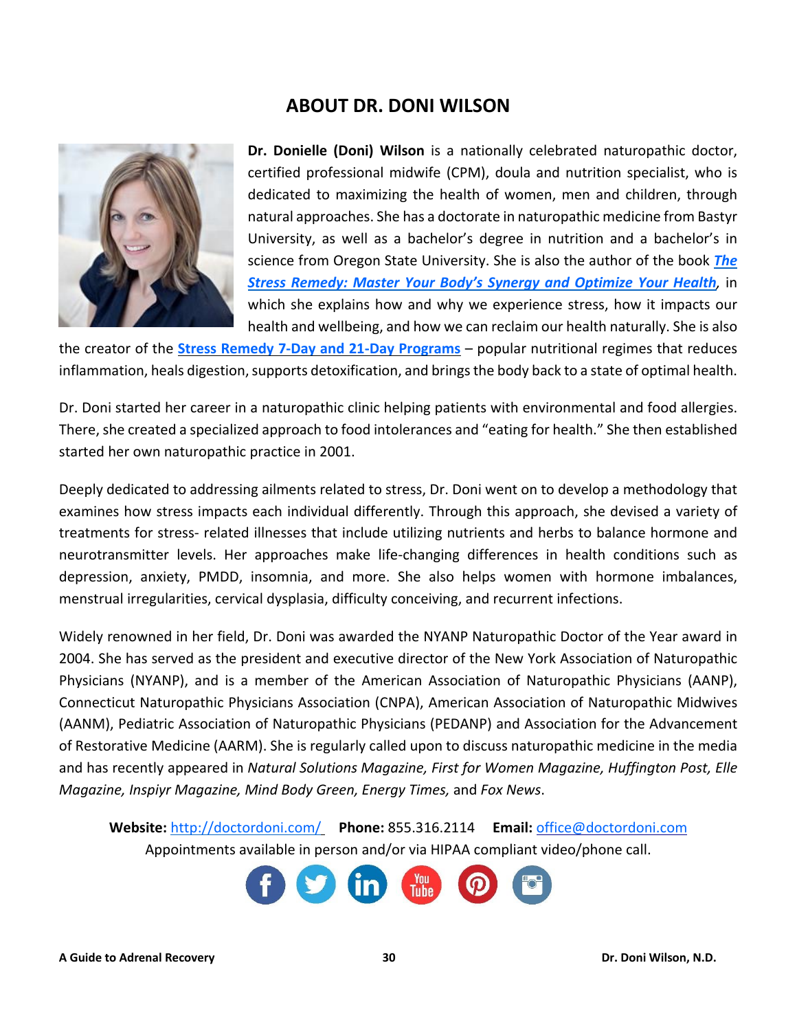## ABOUT DR. DONI WILSON

**Dr. Donielle (Doni) Wilson** is a nationally celebrated naturopathic doctor, certified professional midwife (CPM), doula and nutrition specialist, who is dedicated to maximizing the health of women, men and children, through natural approaches. She has a doctorate in naturopathic medicine from Bastyr University, as well as a bachelor's degree in nutrition and a bachelor's in science from Oregon State University. She is also the author of the book ***The Stress Remedy: Master Your Body's Synergy and Optimize Your Health***, in which she explains how and why we experience stress, how it impacts our health and wellbeing, and how we can reclaim our health naturally. She is also the creator of the **Stress Remedy 7-Day and 21-Day Programs** – popular nutritional regimes that reduces inflammation, heals digestion, supports detoxification, and brings the body back to a state of optimal health.

Dr. Doni started her career in a naturopathic clinic helping patients with environmental and food allergies. There, she created a specialized approach to food intolerances and "eating for health." She then established started her own naturopathic practice in 2001.

Deeply dedicated to addressing ailments related to stress, Dr. Doni went on to develop a methodology that examines how stress impacts each individual differently. Through this approach, she devised a variety of treatments for stress- related illnesses that include utilizing nutrients and herbs to balance hormone and neurotransmitter levels. Her approaches make life-changing differences in health conditions such as depression, anxiety, PMDD, insomnia, and more. She also helps women with hormone imbalances, menstrual irregularities, cervical dysplasia, difficulty conceiving, and recurrent infections.

Widely renowned in her field, Dr. Doni was awarded the NYANP Naturopathic Doctor of the Year award in 2004. She has served as the president and executive director of the New York Association of Naturopathic Physicians (NYANP), and is a member of the American Association of Naturopathic Physicians (AANP), Connecticut Naturopathic Physicians Association (CNPA), American Association of Naturopathic Midwives (AANM), Pediatric Association of Naturopathic Physicians (PEDANP) and Association for the Advancement of Restorative Medicine (AARM). She is regularly called upon to discuss naturopathic medicine in the media and has recently appeared in *Natural Solutions Magazine, First for Women Magazine, Huffington Post, Elle Magazine, Inspiyr Magazine, Mind Body Green, Energy Times,* and *Fox News*.

**Website:** http://doctordoni.com/ **Phone:** 855.316.2114 **Email:** office@doctordoni.com

Appointments available in person and/or via HIPAA compliant video/phone call.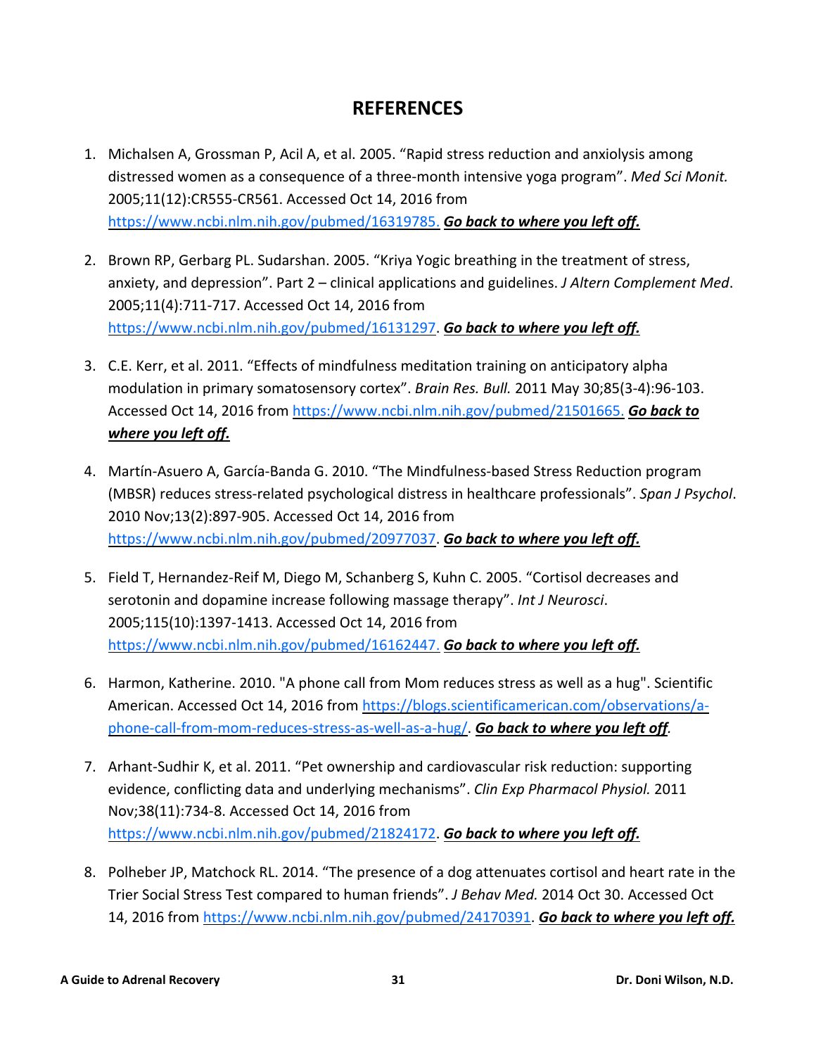## REFERENCES

1. Michalsen A, Grossman P, Acil A, et al. 2005. “Rapid stress reduction and anxiolysis among distressed women as a consequence of a three-month intensive yoga program”. *Med Sci Monit.* 2005;11(12):CR555-CR561. Accessed Oct 14, 2016 from https://www.ncbi.nlm.nih.gov/pubmed/16319785. ***Go back to where you left off.***

2. Brown RP, Gerbarg PL. Sudarshan. 2005. “Kriya Yogic breathing in the treatment of stress, anxiety, and depression”. Part 2 – clinical applications and guidelines. *J Altern Complement Med*. 2005;11(4):711-717. Accessed Oct 14, 2016 from https://www.ncbi.nlm.nih.gov/pubmed/16131297. ***Go back to where you left off.***

3. C.E. Kerr, et al. 2011. “Effects of mindfulness meditation training on anticipatory alpha modulation in primary somatosensory cortex”. *Brain Res. Bull.* 2011 May 30;85(3-4):96-103. Accessed Oct 14, 2016 from https://www.ncbi.nlm.nih.gov/pubmed/21501665. ***Go back to where you left off.***

4. Martín-Asuero A, García-Banda G. 2010. “The Mindfulness-based Stress Reduction program (MBSR) reduces stress-related psychological distress in healthcare professionals”. *Span J Psychol*. 2010 Nov;13(2):897-905. Accessed Oct 14, 2016 from https://www.ncbi.nlm.nih.gov/pubmed/20977037. ***Go back to where you left off.***

5. Field T, Hernandez-Reif M, Diego M, Schanberg S, Kuhn C. 2005. “Cortisol decreases and serotonin and dopamine increase following massage therapy”. *Int J Neurosci*. 2005;115(10):1397-1413. Accessed Oct 14, 2016 from https://www.ncbi.nlm.nih.gov/pubmed/16162447. ***Go back to where you left off.***

6. Harmon, Katherine. 2010. "A phone call from Mom reduces stress as well as a hug". Scientific American. Accessed Oct 14, 2016 from https://blogs.scientificamerican.com/observations/a-phone-call-from-mom-reduces-stress-as-well-as-a-hug/. ***Go back to where you left off***.

7. Arhant-Sudhir K, et al. 2011. “Pet ownership and cardiovascular risk reduction: supporting evidence, conflicting data and underlying mechanisms”. *Clin Exp Pharmacol Physiol.* 2011 Nov;38(11):734-8. Accessed Oct 14, 2016 from https://www.ncbi.nlm.nih.gov/pubmed/21824172. ***Go back to where you left off.***

8. Polheber JP, Matchock RL. 2014. “The presence of a dog attenuates cortisol and heart rate in the Trier Social Stress Test compared to human friends”. *J Behav Med.* 2014 Oct 30. Accessed Oct 14, 2016 from https://www.ncbi.nlm.nih.gov/pubmed/24170391. ***Go back to where you left off.***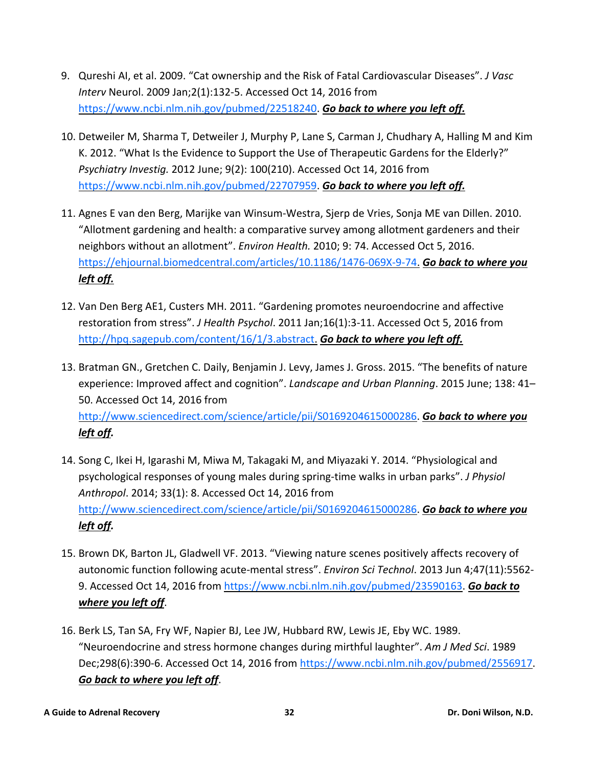9. Qureshi AI, et al. 2009. “Cat ownership and the Risk of Fatal Cardiovascular Diseases”. *J Vasc Interv* Neurol. 2009 Jan;2(1):132-5. Accessed Oct 14, 2016 from https://www.ncbi.nlm.nih.gov/pubmed/22518240. ***Go back to where you left off.***

10. Detweiler M, Sharma T, Detweiler J, Murphy P, Lane S, Carman J, Chudhary A, Halling M and Kim K. 2012. “What Is the Evidence to Support the Use of Therapeutic Gardens for the Elderly?” *Psychiatry Investig.* 2012 June; 9(2): 100(210). Accessed Oct 14, 2016 from https://www.ncbi.nlm.nih.gov/pubmed/22707959. ***Go back to where you left off.***

11. Agnes E van den Berg, Marijke van Winsum-Westra, Sjerp de Vries, Sonja ME van Dillen. 2010. “Allotment gardening and health: a comparative survey among allotment gardeners and their neighbors without an allotment”. *Environ Health.* 2010; 9: 74. Accessed Oct 5, 2016. https://ehjournal.biomedcentral.com/articles/10.1186/1476-069X-9-74. ***Go back to where you left off.***

12. Van Den Berg AE1, Custers MH. 2011. “Gardening promotes neuroendocrine and affective restoration from stress”. *J Health Psychol*. 2011 Jan;16(1):3-11. Accessed Oct 5, 2016 from http://hpq.sagepub.com/content/16/1/3.abstract. ***Go back to where you left off.***

13. Bratman GN., Gretchen C. Daily, Benjamin J. Levy, James J. Gross. 2015. “The benefits of nature experience: Improved affect and cognition”. *Landscape and Urban Planning*. 2015 June; 138: 41–50. Accessed Oct 14, 2016 from http://www.sciencedirect.com/science/article/pii/S0169204615000286. ***Go back to where you left off.***

14. Song C, Ikei H, Igarashi M, Miwa M, Takagaki M, and Miyazaki Y. 2014. “Physiological and psychological responses of young males during spring-time walks in urban parks”. *J Physiol Anthropol*. 2014; 33(1): 8. Accessed Oct 14, 2016 from http://www.sciencedirect.com/science/article/pii/S0169204615000286. ***Go back to where you left off.***

15. Brown DK, Barton JL, Gladwell VF. 2013. “Viewing nature scenes positively affects recovery of autonomic function following acute-mental stress”. *Environ Sci Technol*. 2013 Jun 4;47(11):5562-9. Accessed Oct 14, 2016 from https://www.ncbi.nlm.nih.gov/pubmed/23590163. ***Go back to where you left off***.

16. Berk LS, Tan SA, Fry WF, Napier BJ, Lee JW, Hubbard RW, Lewis JE, Eby WC. 1989. “Neuroendocrine and stress hormone changes during mirthful laughter”. *Am J Med Sci*. 1989 Dec;298(6):390-6. Accessed Oct 14, 2016 from https://www.ncbi.nlm.nih.gov/pubmed/2556917. ***Go back to where you left off***.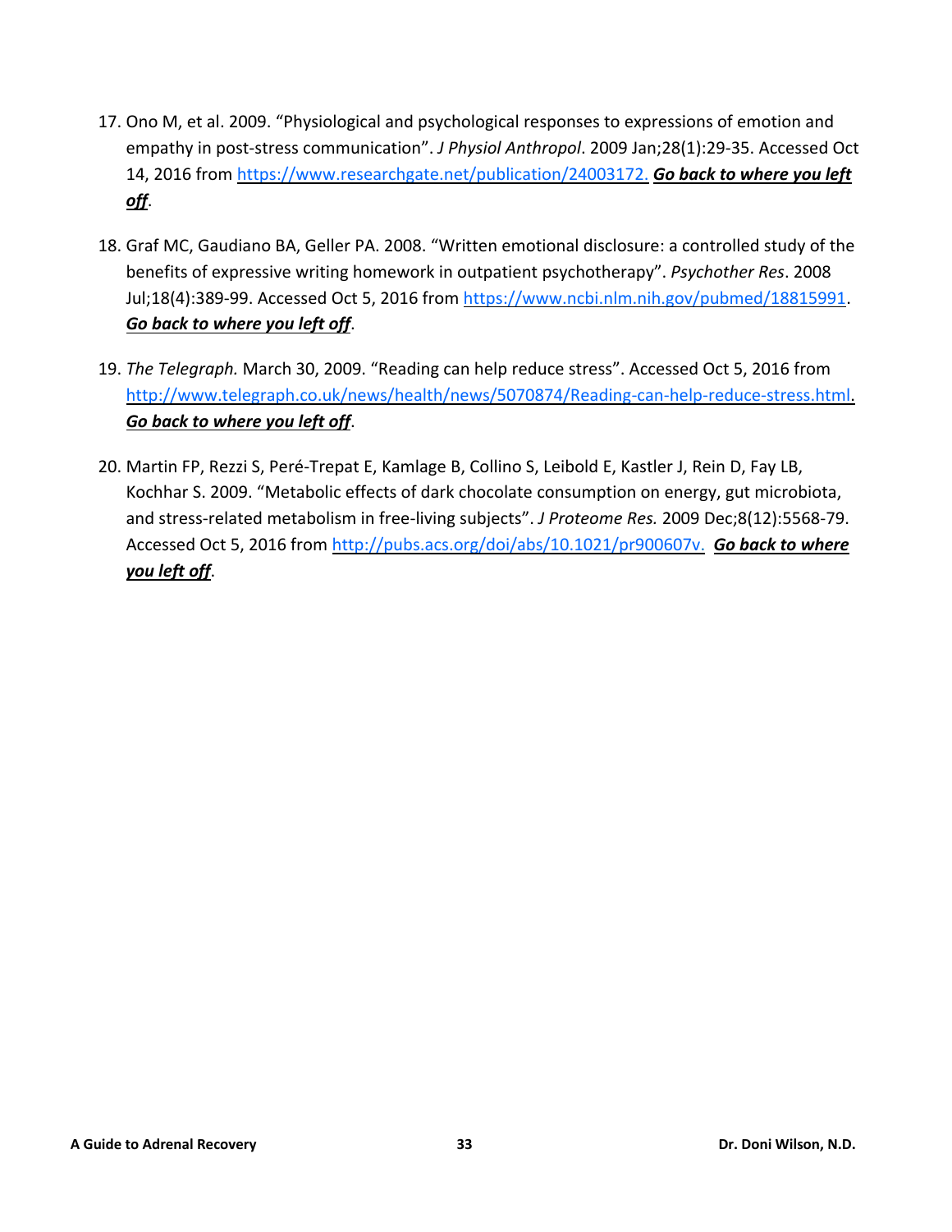17. Ono M, et al. 2009. "Physiological and psychological responses to expressions of emotion and empathy in post-stress communication". *J Physiol Anthropol*. 2009 Jan;28(1):29-35. Accessed Oct 14, 2016 from https://www.researchgate.net/publication/24003172. ***Go back to where you left off***.

18. Graf MC, Gaudiano BA, Geller PA. 2008. "Written emotional disclosure: a controlled study of the benefits of expressive writing homework in outpatient psychotherapy". *Psychother Res*. 2008 Jul;18(4):389-99. Accessed Oct 5, 2016 from https://www.ncbi.nlm.nih.gov/pubmed/18815991. ***Go back to where you left off***.

19. *The Telegraph.* March 30, 2009. "Reading can help reduce stress". Accessed Oct 5, 2016 from http://www.telegraph.co.uk/news/health/news/5070874/Reading-can-help-reduce-stress.html. ***Go back to where you left off***.

20. Martin FP, Rezzi S, Peré-Trepat E, Kamlage B, Collino S, Leibold E, Kastler J, Rein D, Fay LB, Kochhar S. 2009. "Metabolic effects of dark chocolate consumption on energy, gut microbiota, and stress-related metabolism in free-living subjects". *J Proteome Res.* 2009 Dec;8(12):5568-79. Accessed Oct 5, 2016 from http://pubs.acs.org/doi/abs/10.1021/pr900607v. ***Go back to where you left off***.